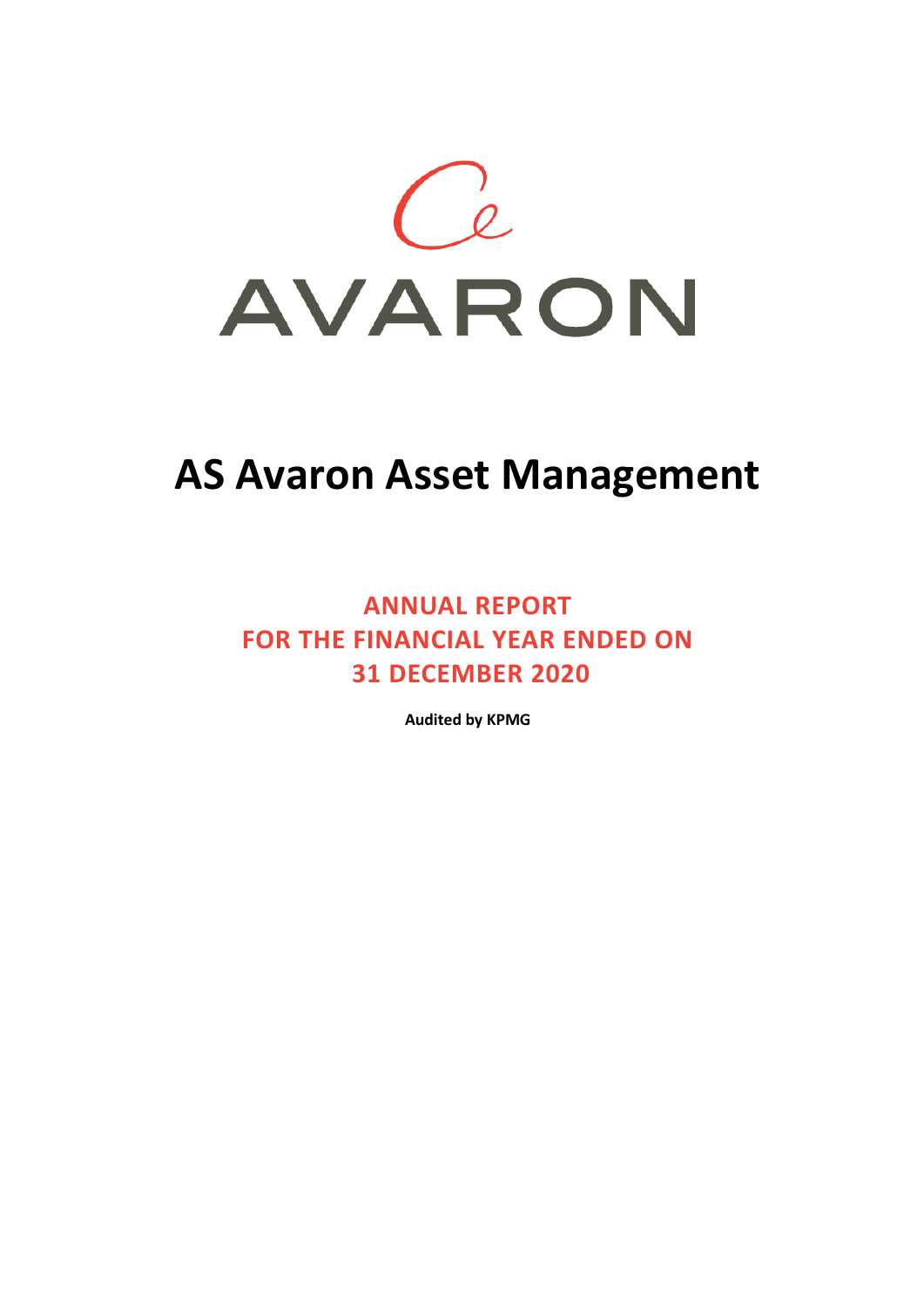AVARON

# AS Avaron Asset Management

## ANNUAL REPORT FOR THE FINANCIAL YEAR ENDED ON 31 DECEMBER 2020

**Audited by KPMG**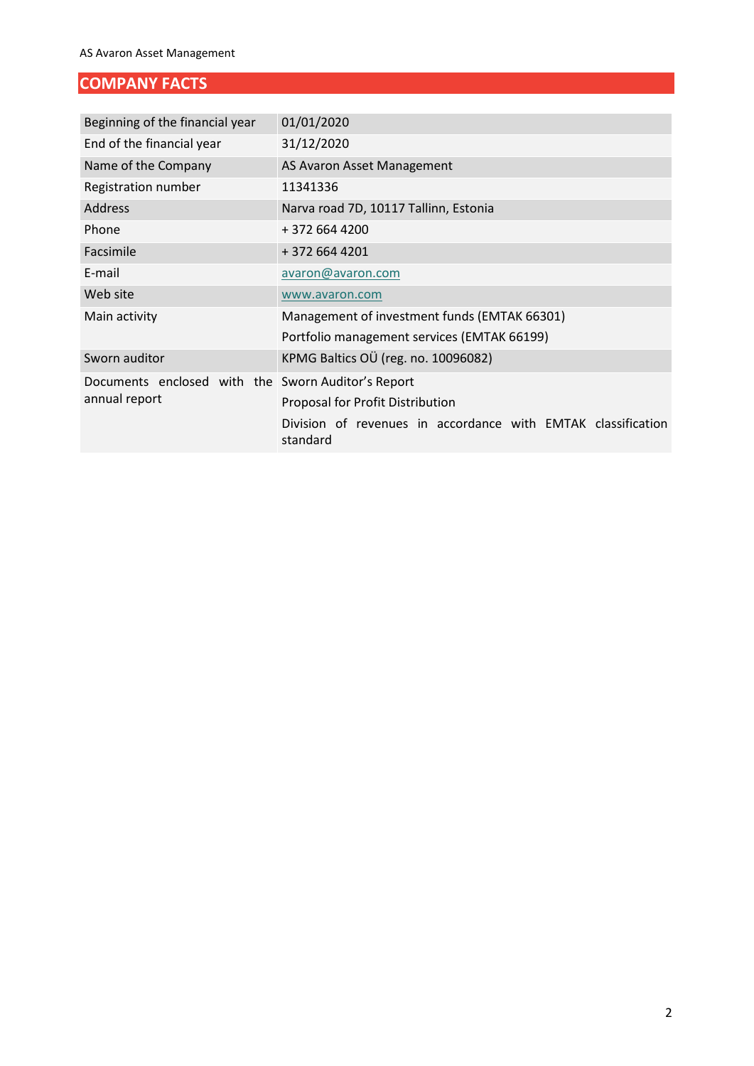## COMPANY FACTS

| | |
|---|---|
| Beginning of the financial year | 01/01/2020 |
| End of the financial year | 31/12/2020 |
| Name of the Company | AS Avaron Asset Management |
| Registration number | 11341336 |
| Address | Narva road 7D, 10117 Tallinn, Estonia |
| Phone | + 372 664 4200 |
| Facsimile | + 372 664 4201 |
| E-mail | avaron@avaron.com |
| Web site | www.avaron.com |
| Main activity | Management of investment funds (EMTAK 66301)<br>Portfolio management services (EMTAK 66199) |
| Sworn auditor | KPMG Baltics OÜ (reg. no. 10096082) |
| Documents enclosed with the annual report | Sworn Auditor's Report<br>Proposal for Profit Distribution<br>Division of revenues in accordance with EMTAK classification standard |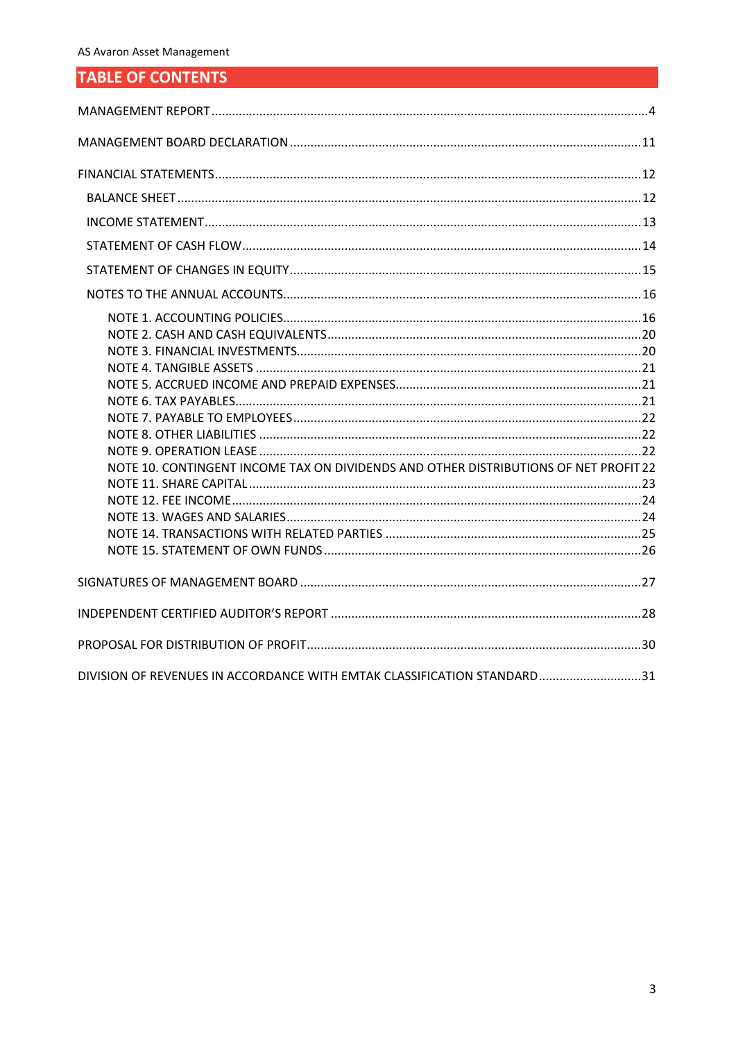# TABLE OF CONTENTS

MANAGEMENT REPORT ....................................................................................................................4

MANAGEMENT BOARD DECLARATION ......................................................................................11

FINANCIAL STATEMENTS............................................................................................................12

- BALANCE SHEET ......................................................................................................................12
- INCOME STATEMENT..............................................................................................................13
- STATEMENT OF CASH FLOW...................................................................................................14
- STATEMENT OF CHANGES IN EQUITY.....................................................................................15
- NOTES TO THE ANNUAL ACCOUNTS.......................................................................................16
  - NOTE 1. ACCOUNTING POLICIES........................................................................................16
  - NOTE 2. CASH AND CASH EQUIVALENTS............................................................................20
  - NOTE 3. FINANCIAL INVESTMENTS....................................................................................20
  - NOTE 4. TANGIBLE ASSETS .................................................................................................21
  - NOTE 5. ACCRUED INCOME AND PREPAID EXPENSES........................................................21
  - NOTE 6. TAX PAYABLES.......................................................................................................21
  - NOTE 7. PAYABLE TO EMPLOYEES......................................................................................22
  - NOTE 8. OTHER LIABILITIES ...............................................................................................22
  - NOTE 9. OPERATION LEASE ................................................................................................22
  - NOTE 10. CONTINGENT INCOME TAX ON DIVIDENDS AND OTHER DISTRIBUTIONS OF NET PROFIT 22
  - NOTE 11. SHARE CAPITAL ..................................................................................................23
  - NOTE 12. FEE INCOME........................................................................................................24
  - NOTE 13. WAGES AND SALARIES........................................................................................24
  - NOTE 14. TRANSACTIONS WITH RELATED PARTIES ...........................................................25
  - NOTE 15. STATEMENT OF OWN FUNDS .............................................................................26

SIGNATURES OF MANAGEMENT BOARD ...................................................................................27

INDEPENDENT CERTIFIED AUDITOR'S REPORT ..........................................................................28

PROPOSAL FOR DISTRIBUTION OF PROFIT..................................................................................30

DIVISION OF REVENUES IN ACCORDANCE WITH EMTAK CLASSIFICATION STANDARD..............................31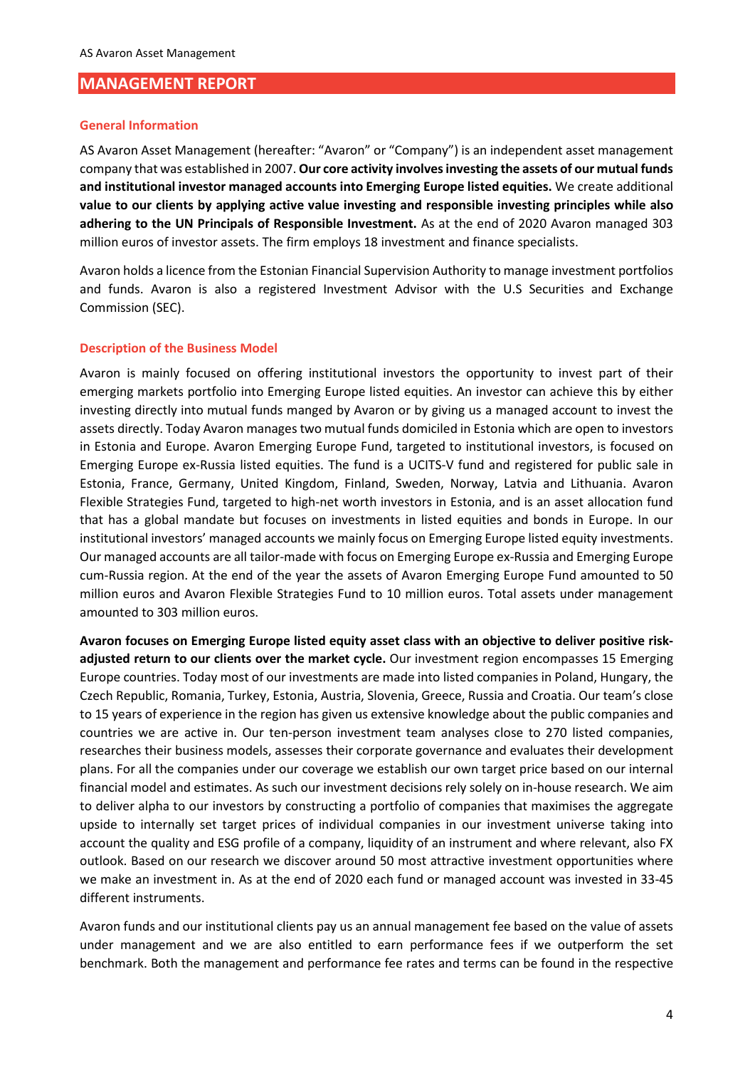## MANAGEMENT REPORT

### General Information

AS Avaron Asset Management (hereafter: "Avaron" or "Company") is an independent asset management company that was established in 2007. **Our core activity involves investing the assets of our mutual funds and institutional investor managed accounts into Emerging Europe listed equities.** We create additional **value to our clients by applying active value investing and responsible investing principles while also adhering to the UN Principals of Responsible Investment.** As at the end of 2020 Avaron managed 303 million euros of investor assets. The firm employs 18 investment and finance specialists.

Avaron holds a licence from the Estonian Financial Supervision Authority to manage investment portfolios and funds. Avaron is also a registered Investment Advisor with the U.S Securities and Exchange Commission (SEC).

### Description of the Business Model

Avaron is mainly focused on offering institutional investors the opportunity to invest part of their emerging markets portfolio into Emerging Europe listed equities. An investor can achieve this by either investing directly into mutual funds manged by Avaron or by giving us a managed account to invest the assets directly. Today Avaron manages two mutual funds domiciled in Estonia which are open to investors in Estonia and Europe. Avaron Emerging Europe Fund, targeted to institutional investors, is focused on Emerging Europe ex-Russia listed equities. The fund is a UCITS-V fund and registered for public sale in Estonia, France, Germany, United Kingdom, Finland, Sweden, Norway, Latvia and Lithuania. Avaron Flexible Strategies Fund, targeted to high-net worth investors in Estonia, and is an asset allocation fund that has a global mandate but focuses on investments in listed equities and bonds in Europe. In our institutional investors' managed accounts we mainly focus on Emerging Europe listed equity investments. Our managed accounts are all tailor-made with focus on Emerging Europe ex-Russia and Emerging Europe cum-Russia region. At the end of the year the assets of Avaron Emerging Europe Fund amounted to 50 million euros and Avaron Flexible Strategies Fund to 10 million euros. Total assets under management amounted to 303 million euros.

**Avaron focuses on Emerging Europe listed equity asset class with an objective to deliver positive risk-adjusted return to our clients over the market cycle.** Our investment region encompasses 15 Emerging Europe countries. Today most of our investments are made into listed companies in Poland, Hungary, the Czech Republic, Romania, Turkey, Estonia, Austria, Slovenia, Greece, Russia and Croatia. Our team's close to 15 years of experience in the region has given us extensive knowledge about the public companies and countries we are active in. Our ten-person investment team analyses close to 270 listed companies, researches their business models, assesses their corporate governance and evaluates their development plans. For all the companies under our coverage we establish our own target price based on our internal financial model and estimates. As such our investment decisions rely solely on in-house research. We aim to deliver alpha to our investors by constructing a portfolio of companies that maximises the aggregate upside to internally set target prices of individual companies in our investment universe taking into account the quality and ESG profile of a company, liquidity of an instrument and where relevant, also FX outlook. Based on our research we discover around 50 most attractive investment opportunities where we make an investment in. As at the end of 2020 each fund or managed account was invested in 33-45 different instruments.

Avaron funds and our institutional clients pay us an annual management fee based on the value of assets under management and we are also entitled to earn performance fees if we outperform the set benchmark. Both the management and performance fee rates and terms can be found in the respective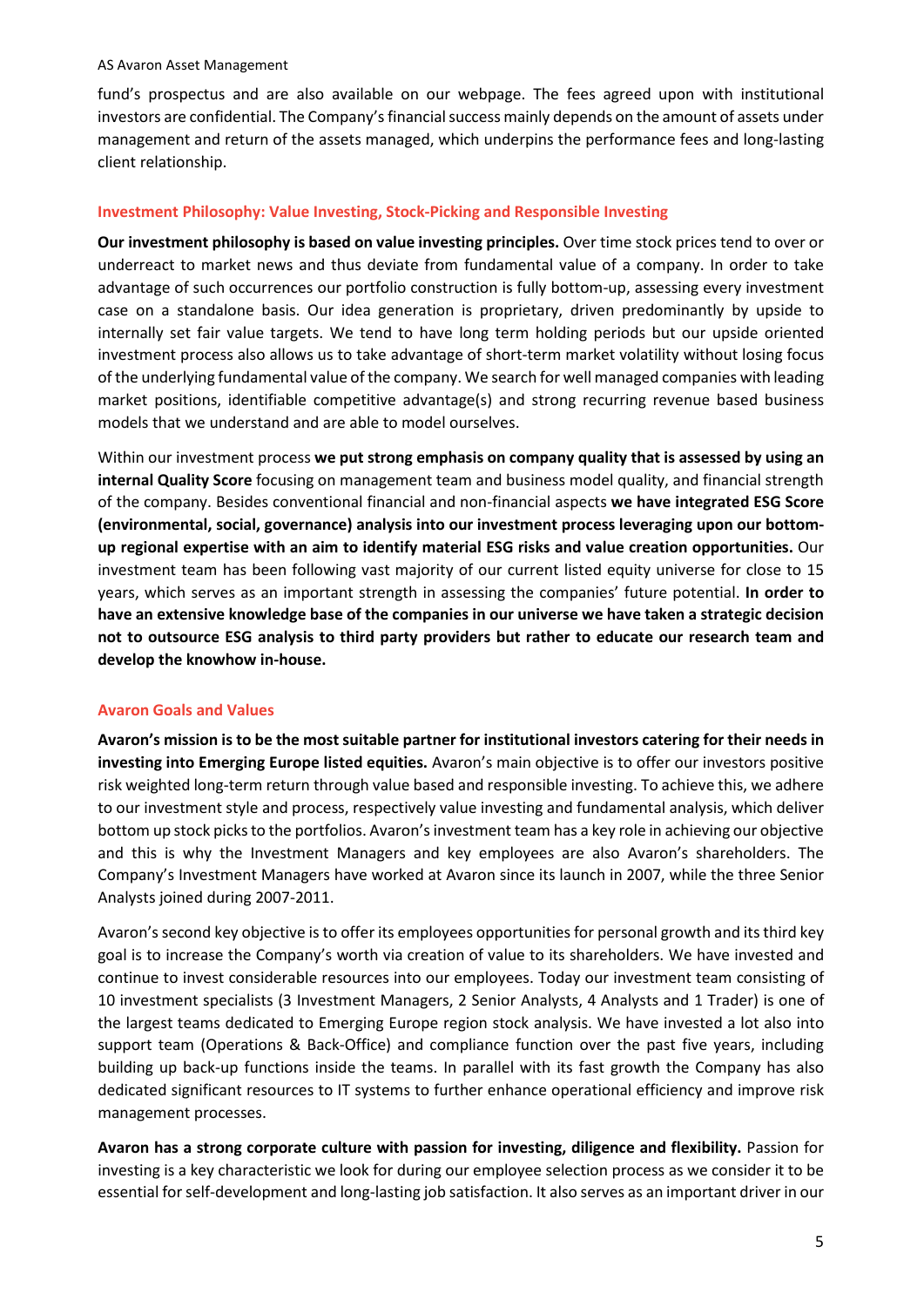fund's prospectus and are also available on our webpage. The fees agreed upon with institutional investors are confidential. The Company's financial success mainly depends on the amount of assets under management and return of the assets managed, which underpins the performance fees and long-lasting client relationship.

### Investment Philosophy: Value Investing, Stock-Picking and Responsible Investing

**Our investment philosophy is based on value investing principles.** Over time stock prices tend to over or underreact to market news and thus deviate from fundamental value of a company. In order to take advantage of such occurrences our portfolio construction is fully bottom-up, assessing every investment case on a standalone basis. Our idea generation is proprietary, driven predominantly by upside to internally set fair value targets. We tend to have long term holding periods but our upside oriented investment process also allows us to take advantage of short-term market volatility without losing focus of the underlying fundamental value of the company. We search for well managed companies with leading market positions, identifiable competitive advantage(s) and strong recurring revenue based business models that we understand and are able to model ourselves.

Within our investment process **we put strong emphasis on company quality that is assessed by using an internal Quality Score** focusing on management team and business model quality, and financial strength of the company. Besides conventional financial and non-financial aspects **we have integrated ESG Score (environmental, social, governance) analysis into our investment process leveraging upon our bottom-up regional expertise with an aim to identify material ESG risks and value creation opportunities.** Our investment team has been following vast majority of our current listed equity universe for close to 15 years, which serves as an important strength in assessing the companies' future potential. **In order to have an extensive knowledge base of the companies in our universe we have taken a strategic decision not to outsource ESG analysis to third party providers but rather to educate our research team and develop the knowhow in-house.**

### Avaron Goals and Values

**Avaron's mission is to be the most suitable partner for institutional investors catering for their needs in investing into Emerging Europe listed equities.** Avaron's main objective is to offer our investors positive risk weighted long-term return through value based and responsible investing. To achieve this, we adhere to our investment style and process, respectively value investing and fundamental analysis, which deliver bottom up stock picks to the portfolios. Avaron's investment team has a key role in achieving our objective and this is why the Investment Managers and key employees are also Avaron's shareholders. The Company's Investment Managers have worked at Avaron since its launch in 2007, while the three Senior Analysts joined during 2007-2011.

Avaron's second key objective is to offer its employees opportunities for personal growth and its third key goal is to increase the Company's worth via creation of value to its shareholders. We have invested and continue to invest considerable resources into our employees. Today our investment team consisting of 10 investment specialists (3 Investment Managers, 2 Senior Analysts, 4 Analysts and 1 Trader) is one of the largest teams dedicated to Emerging Europe region stock analysis. We have invested a lot also into support team (Operations & Back-Office) and compliance function over the past five years, including building up back-up functions inside the teams. In parallel with its fast growth the Company has also dedicated significant resources to IT systems to further enhance operational efficiency and improve risk management processes.

**Avaron has a strong corporate culture with passion for investing, diligence and flexibility.** Passion for investing is a key characteristic we look for during our employee selection process as we consider it to be essential for self-development and long-lasting job satisfaction. It also serves as an important driver in our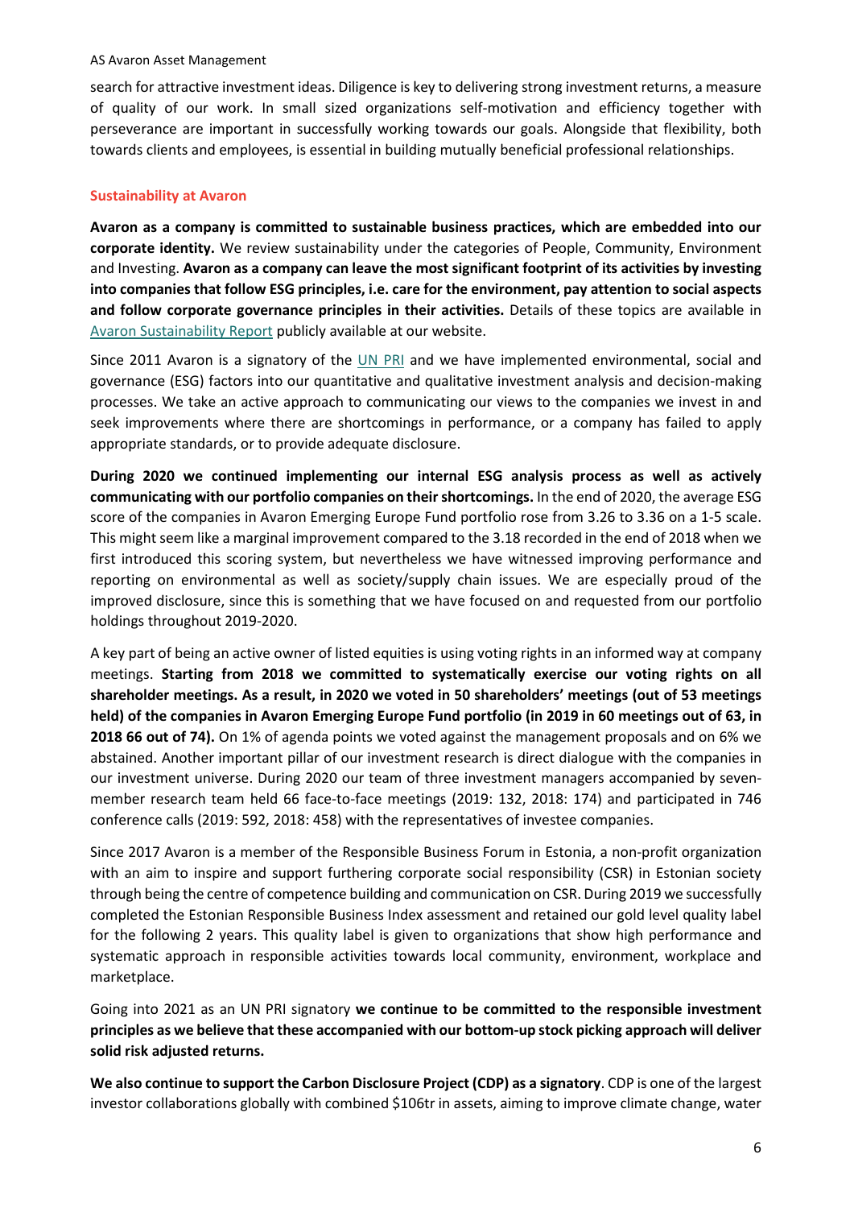search for attractive investment ideas. Diligence is key to delivering strong investment returns, a measure of quality of our work. In small sized organizations self-motivation and efficiency together with perseverance are important in successfully working towards our goals. Alongside that flexibility, both towards clients and employees, is essential in building mutually beneficial professional relationships.

## Sustainability at Avaron

**Avaron as a company is committed to sustainable business practices, which are embedded into our corporate identity.** We review sustainability under the categories of People, Community, Environment and Investing. **Avaron as a company can leave the most significant footprint of its activities by investing into companies that follow ESG principles, i.e. care for the environment, pay attention to social aspects and follow corporate governance principles in their activities.** Details of these topics are available in Avaron Sustainability Report publicly available at our website.

Since 2011 Avaron is a signatory of the UN PRI and we have implemented environmental, social and governance (ESG) factors into our quantitative and qualitative investment analysis and decision-making processes. We take an active approach to communicating our views to the companies we invest in and seek improvements where there are shortcomings in performance, or a company has failed to apply appropriate standards, or to provide adequate disclosure.

**During 2020 we continued implementing our internal ESG analysis process as well as actively communicating with our portfolio companies on their shortcomings.** In the end of 2020, the average ESG score of the companies in Avaron Emerging Europe Fund portfolio rose from 3.26 to 3.36 on a 1-5 scale. This might seem like a marginal improvement compared to the 3.18 recorded in the end of 2018 when we first introduced this scoring system, but nevertheless we have witnessed improving performance and reporting on environmental as well as society/supply chain issues. We are especially proud of the improved disclosure, since this is something that we have focused on and requested from our portfolio holdings throughout 2019-2020.

A key part of being an active owner of listed equities is using voting rights in an informed way at company meetings. **Starting from 2018 we committed to systematically exercise our voting rights on all shareholder meetings. As a result, in 2020 we voted in 50 shareholders' meetings (out of 53 meetings held) of the companies in Avaron Emerging Europe Fund portfolio (in 2019 in 60 meetings out of 63, in 2018 66 out of 74).** On 1% of agenda points we voted against the management proposals and on 6% we abstained. Another important pillar of our investment research is direct dialogue with the companies in our investment universe. During 2020 our team of three investment managers accompanied by seven-member research team held 66 face-to-face meetings (2019: 132, 2018: 174) and participated in 746 conference calls (2019: 592, 2018: 458) with the representatives of investee companies.

Since 2017 Avaron is a member of the Responsible Business Forum in Estonia, a non-profit organization with an aim to inspire and support furthering corporate social responsibility (CSR) in Estonian society through being the centre of competence building and communication on CSR. During 2019 we successfully completed the Estonian Responsible Business Index assessment and retained our gold level quality label for the following 2 years. This quality label is given to organizations that show high performance and systematic approach in responsible activities towards local community, environment, workplace and marketplace.

Going into 2021 as an UN PRI signatory **we continue to be committed to the responsible investment principles as we believe that these accompanied with our bottom-up stock picking approach will deliver solid risk adjusted returns.**

**We also continue to support the Carbon Disclosure Project (CDP) as a signatory**. CDP is one of the largest investor collaborations globally with combined $106tr in assets, aiming to improve climate change, water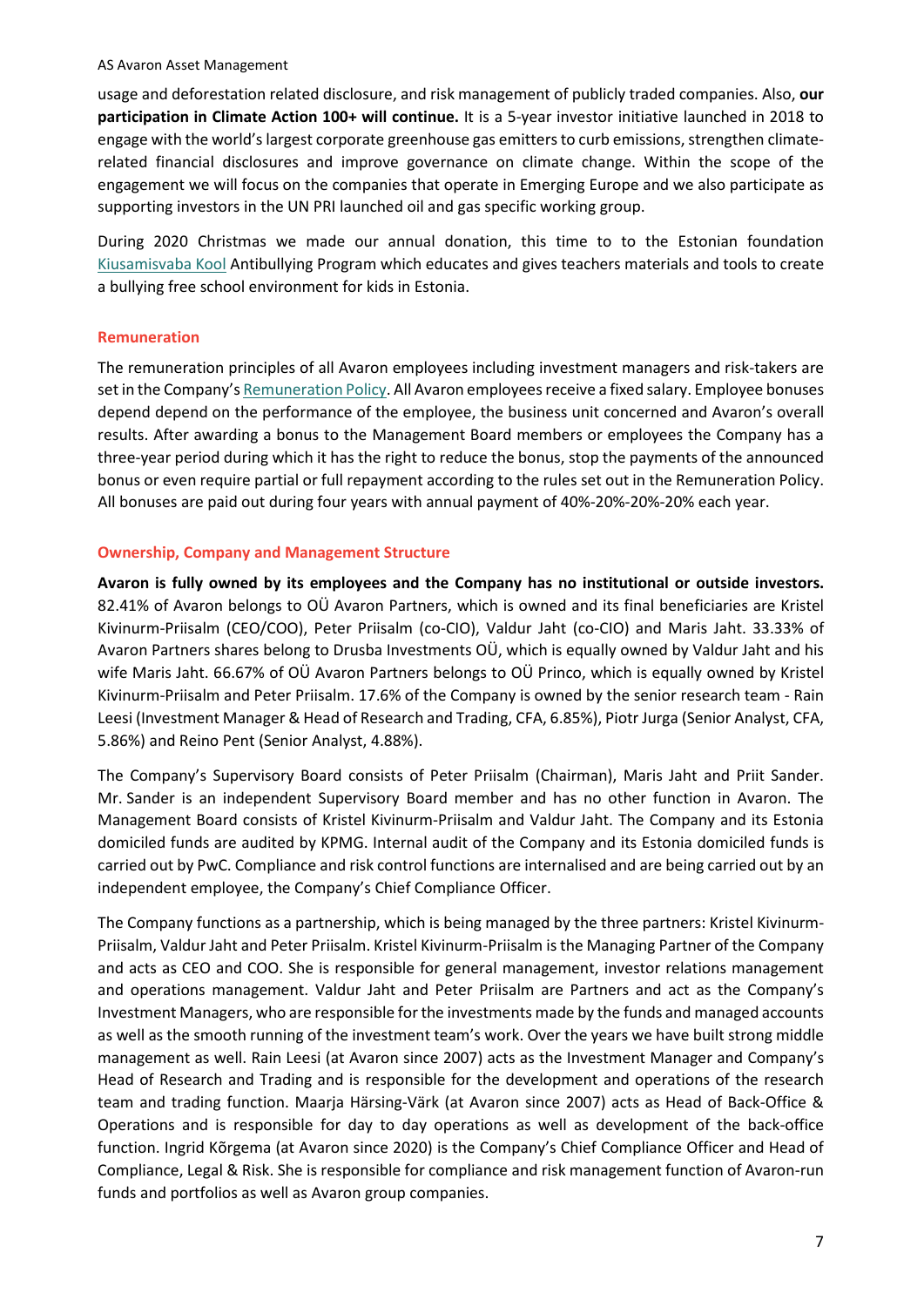usage and deforestation related disclosure, and risk management of publicly traded companies. Also, **our participation in Climate Action 100+ will continue.** It is a 5-year investor initiative launched in 2018 to engage with the world's largest corporate greenhouse gas emitters to curb emissions, strengthen climate-related financial disclosures and improve governance on climate change. Within the scope of the engagement we will focus on the companies that operate in Emerging Europe and we also participate as supporting investors in the UN PRI launched oil and gas specific working group.

During 2020 Christmas we made our annual donation, this time to to the Estonian foundation Kiusamisvaba Kool Antibullying Program which educates and gives teachers materials and tools to create a bullying free school environment for kids in Estonia.

### Remuneration

The remuneration principles of all Avaron employees including investment managers and risk-takers are set in the Company's Remuneration Policy. All Avaron employees receive a fixed salary. Employee bonuses depend depend on the performance of the employee, the business unit concerned and Avaron's overall results. After awarding a bonus to the Management Board members or employees the Company has a three-year period during which it has the right to reduce the bonus, stop the payments of the announced bonus or even require partial or full repayment according to the rules set out in the Remuneration Policy. All bonuses are paid out during four years with annual payment of 40%-20%-20%-20% each year.

### Ownership, Company and Management Structure

**Avaron is fully owned by its employees and the Company has no institutional or outside investors.** 82.41% of Avaron belongs to OÜ Avaron Partners, which is owned and its final beneficiaries are Kristel Kivinurm-Priisalm (CEO/COO), Peter Priisalm (co-CIO), Valdur Jaht (co-CIO) and Maris Jaht. 33.33% of Avaron Partners shares belong to Drusba Investments OÜ, which is equally owned by Valdur Jaht and his wife Maris Jaht. 66.67% of OÜ Avaron Partners belongs to OÜ Princo, which is equally owned by Kristel Kivinurm-Priisalm and Peter Priisalm. 17.6% of the Company is owned by the senior research team - Rain Leesi (Investment Manager & Head of Research and Trading, CFA, 6.85%), Piotr Jurga (Senior Analyst, CFA, 5.86%) and Reino Pent (Senior Analyst, 4.88%).

The Company's Supervisory Board consists of Peter Priisalm (Chairman), Maris Jaht and Priit Sander. Mr. Sander is an independent Supervisory Board member and has no other function in Avaron. The Management Board consists of Kristel Kivinurm-Priisalm and Valdur Jaht. The Company and its Estonia domiciled funds are audited by KPMG. Internal audit of the Company and its Estonia domiciled funds is carried out by PwC. Compliance and risk control functions are internalised and are being carried out by an independent employee, the Company's Chief Compliance Officer.

The Company functions as a partnership, which is being managed by the three partners: Kristel Kivinurm-Priisalm, Valdur Jaht and Peter Priisalm. Kristel Kivinurm-Priisalm is the Managing Partner of the Company and acts as CEO and COO. She is responsible for general management, investor relations management and operations management. Valdur Jaht and Peter Priisalm are Partners and act as the Company's Investment Managers, who are responsible for the investments made by the funds and managed accounts as well as the smooth running of the investment team's work. Over the years we have built strong middle management as well. Rain Leesi (at Avaron since 2007) acts as the Investment Manager and Company's Head of Research and Trading and is responsible for the development and operations of the research team and trading function. Maarja Härsing-Värk (at Avaron since 2007) acts as Head of Back-Office & Operations and is responsible for day to day operations as well as development of the back-office function. Ingrid Kõrgema (at Avaron since 2020) is the Company's Chief Compliance Officer and Head of Compliance, Legal & Risk. She is responsible for compliance and risk management function of Avaron-run funds and portfolios as well as Avaron group companies.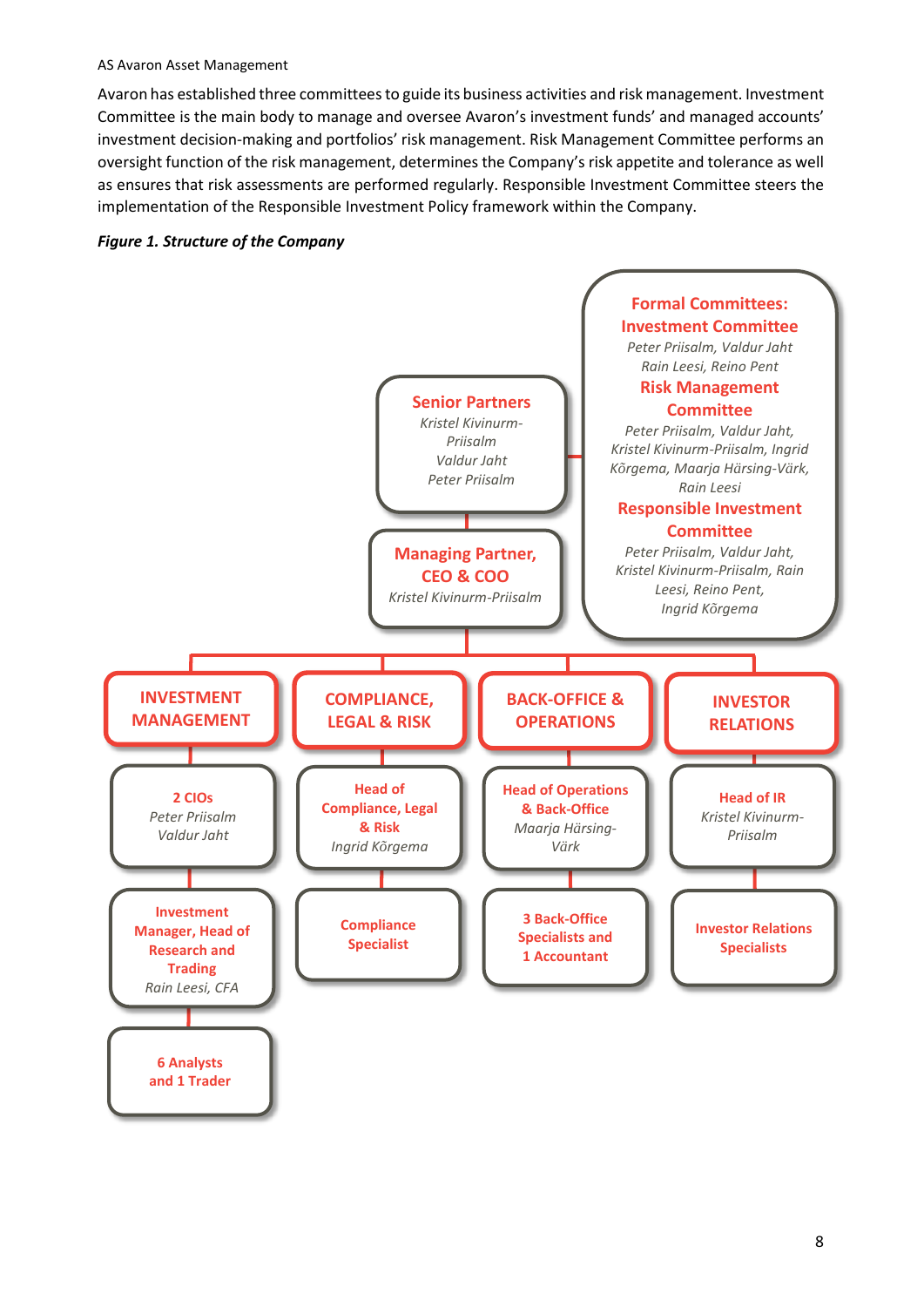Avaron has established three committees to guide its business activities and risk management. Investment Committee is the main body to manage and oversee Avaron's investment funds' and managed accounts' investment decision-making and portfolios' risk management. Risk Management Committee performs an oversight function of the risk management, determines the Company's risk appetite and tolerance as well as ensures that risk assessments are performed regularly. Responsible Investment Committee steers the implementation of the Responsible Investment Policy framework within the Company.

***Figure 1. Structure of the Company***

**Senior Partners**
*Kristel Kivinurm-Priisalm*
*Valdur Jaht*
*Peter Priisalm*

**Formal Committees:**

**Investment Committee**
*Peter Priisalm, Valdur Jaht*
*Rain Leesi, Reino Pent*

**Risk Management Committee**
*Peter Priisalm, Valdur Jaht, Kristel Kivinurm-Priisalm, Ingrid Kõrgema, Maarja Härsing-Värk, Rain Leesi*

**Responsible Investment Committee**
*Peter Priisalm, Valdur Jaht, Kristel Kivinurm-Priisalm, Rain Leesi, Reino Pent, Ingrid Kõrgema*

**Managing Partner, CEO & COO**
*Kristel Kivinurm-Priisalm*

**INVESTMENT MANAGEMENT**
- **2 CIOs** — *Peter Priisalm, Valdur Jaht*
- **Investment Manager, Head of Research and Trading** — *Rain Leesi, CFA*
- **6 Analysts and 1 Trader**

**COMPLIANCE, LEGAL & RISK**
- **Head of Compliance, Legal & Risk** — *Ingrid Kõrgema*
- **Compliance Specialist**

**BACK-OFFICE & OPERATIONS**
- **Head of Operations & Back-Office** — *Maarja Härsing-Värk*
- **3 Back-Office Specialists and 1 Accountant**

**INVESTOR RELATIONS**
- **Head of IR** — *Kristel Kivinurm-Priisalm*
- **Investor Relations Specialists**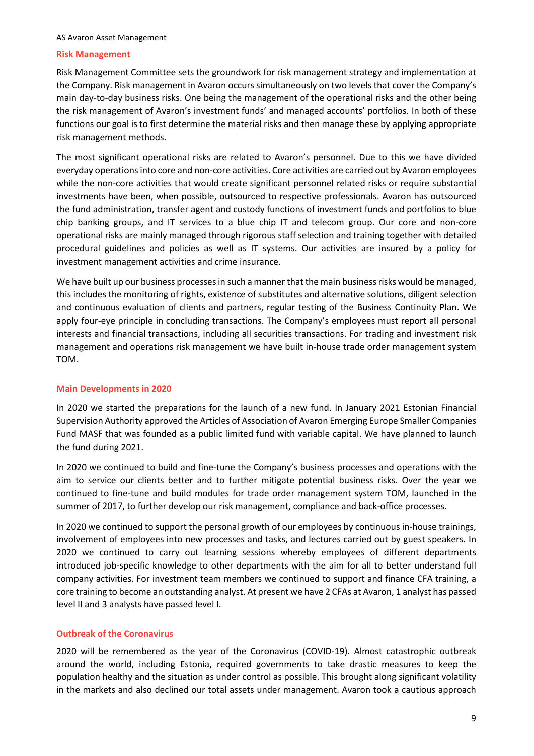## Risk Management

Risk Management Committee sets the groundwork for risk management strategy and implementation at the Company. Risk management in Avaron occurs simultaneously on two levels that cover the Company's main day-to-day business risks. One being the management of the operational risks and the other being the risk management of Avaron's investment funds' and managed accounts' portfolios. In both of these functions our goal is to first determine the material risks and then manage these by applying appropriate risk management methods.

The most significant operational risks are related to Avaron's personnel. Due to this we have divided everyday operations into core and non-core activities. Core activities are carried out by Avaron employees while the non-core activities that would create significant personnel related risks or require substantial investments have been, when possible, outsourced to respective professionals. Avaron has outsourced the fund administration, transfer agent and custody functions of investment funds and portfolios to blue chip banking groups, and IT services to a blue chip IT and telecom group. Our core and non-core operational risks are mainly managed through rigorous staff selection and training together with detailed procedural guidelines and policies as well as IT systems. Our activities are insured by a policy for investment management activities and crime insurance.

We have built up our business processes in such a manner that the main business risks would be managed, this includes the monitoring of rights, existence of substitutes and alternative solutions, diligent selection and continuous evaluation of clients and partners, regular testing of the Business Continuity Plan. We apply four-eye principle in concluding transactions. The Company's employees must report all personal interests and financial transactions, including all securities transactions. For trading and investment risk management and operations risk management we have built in-house trade order management system TOM.

## Main Developments in 2020

In 2020 we started the preparations for the launch of a new fund. In January 2021 Estonian Financial Supervision Authority approved the Articles of Association of Avaron Emerging Europe Smaller Companies Fund MASF that was founded as a public limited fund with variable capital. We have planned to launch the fund during 2021.

In 2020 we continued to build and fine-tune the Company's business processes and operations with the aim to service our clients better and to further mitigate potential business risks. Over the year we continued to fine-tune and build modules for trade order management system TOM, launched in the summer of 2017, to further develop our risk management, compliance and back-office processes.

In 2020 we continued to support the personal growth of our employees by continuous in-house trainings, involvement of employees into new processes and tasks, and lectures carried out by guest speakers. In 2020 we continued to carry out learning sessions whereby employees of different departments introduced job-specific knowledge to other departments with the aim for all to better understand full company activities. For investment team members we continued to support and finance CFA training, a core training to become an outstanding analyst. At present we have 2 CFAs at Avaron, 1 analyst has passed level II and 3 analysts have passed level I.

## Outbreak of the Coronavirus

2020 will be remembered as the year of the Coronavirus (COVID-19). Almost catastrophic outbreak around the world, including Estonia, required governments to take drastic measures to keep the population healthy and the situation as under control as possible. This brought along significant volatility in the markets and also declined our total assets under management. Avaron took a cautious approach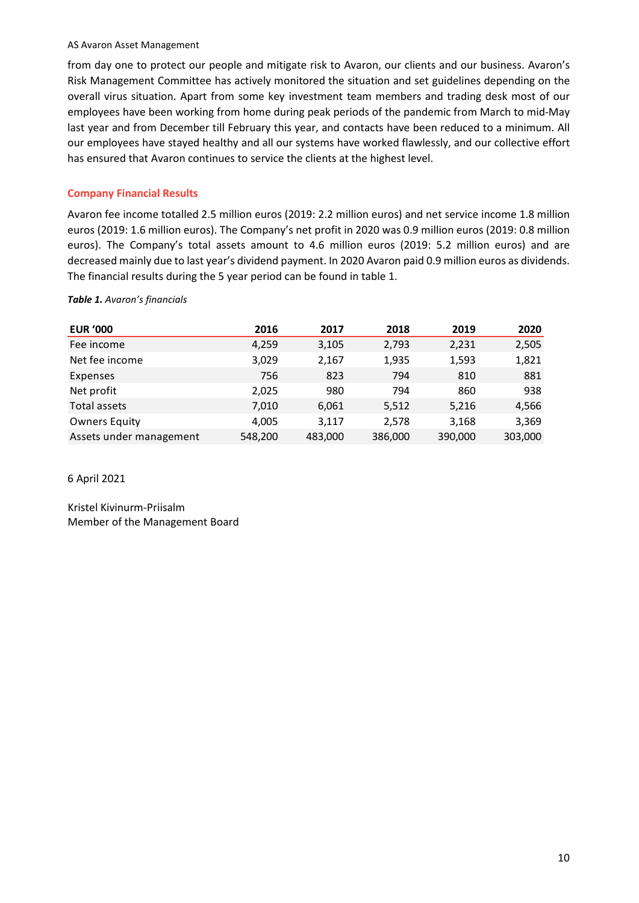from day one to protect our people and mitigate risk to Avaron, our clients and our business. Avaron's Risk Management Committee has actively monitored the situation and set guidelines depending on the overall virus situation. Apart from some key investment team members and trading desk most of our employees have been working from home during peak periods of the pandemic from March to mid-May last year and from December till February this year, and contacts have been reduced to a minimum. All our employees have stayed healthy and all our systems have worked flawlessly, and our collective effort has ensured that Avaron continues to service the clients at the highest level.

## Company Financial Results

Avaron fee income totalled 2.5 million euros (2019: 2.2 million euros) and net service income 1.8 million euros (2019: 1.6 million euros). The Company's net profit in 2020 was 0.9 million euros (2019: 0.8 million euros). The Company's total assets amount to 4.6 million euros (2019: 5.2 million euros) and are decreased mainly due to last year's dividend payment. In 2020 Avaron paid 0.9 million euros as dividends. The financial results during the 5 year period can be found in table 1.

***Table 1.*** *Avaron's financials*

| EUR '000 | 2016 | 2017 | 2018 | 2019 | 2020 |
|---|---|---|---|---|---|
| Fee income | 4,259 | 3,105 | 2,793 | 2,231 | 2,505 |
| Net fee income | 3,029 | 2,167 | 1,935 | 1,593 | 1,821 |
| Expenses | 756 | 823 | 794 | 810 | 881 |
| Net profit | 2,025 | 980 | 794 | 860 | 938 |
| Total assets | 7,010 | 6,061 | 5,512 | 5,216 | 4,566 |
| Owners Equity | 4,005 | 3,117 | 2,578 | 3,168 | 3,369 |
| Assets under management | 548,200 | 483,000 | 386,000 | 390,000 | 303,000 |

6 April 2021

Kristel Kivinurm-Priisalm
Member of the Management Board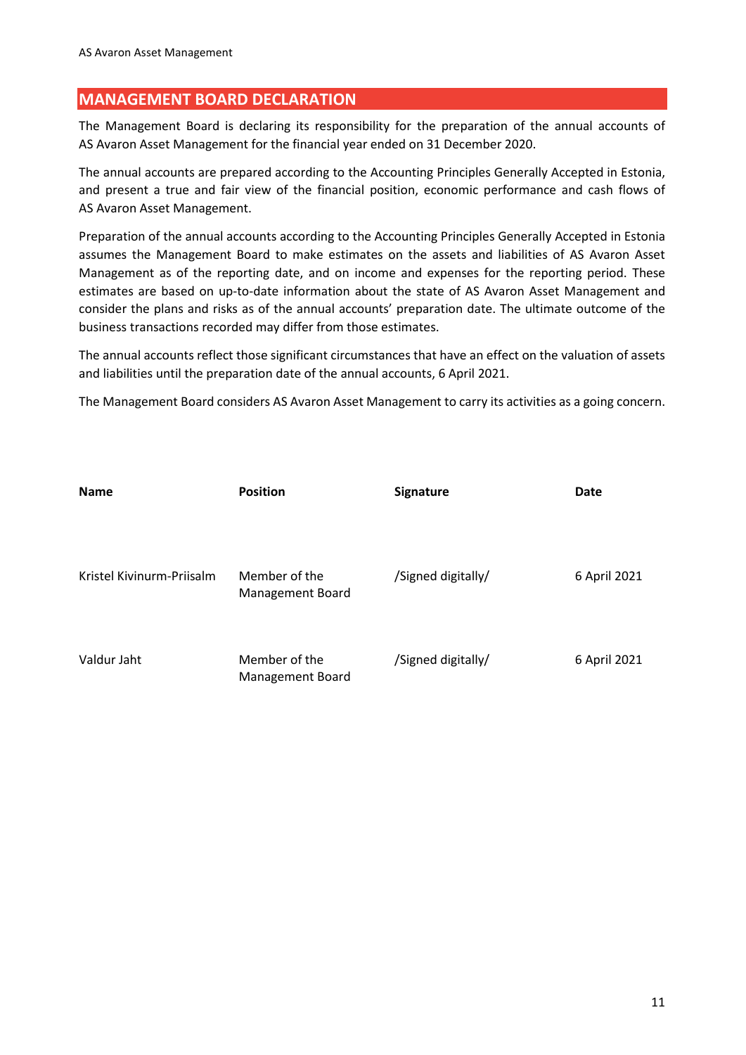## MANAGEMENT BOARD DECLARATION

The Management Board is declaring its responsibility for the preparation of the annual accounts of AS Avaron Asset Management for the financial year ended on 31 December 2020.

The annual accounts are prepared according to the Accounting Principles Generally Accepted in Estonia, and present a true and fair view of the financial position, economic performance and cash flows of AS Avaron Asset Management.

Preparation of the annual accounts according to the Accounting Principles Generally Accepted in Estonia assumes the Management Board to make estimates on the assets and liabilities of AS Avaron Asset Management as of the reporting date, and on income and expenses for the reporting period. These estimates are based on up-to-date information about the state of AS Avaron Asset Management and consider the plans and risks as of the annual accounts' preparation date. The ultimate outcome of the business transactions recorded may differ from those estimates.

The annual accounts reflect those significant circumstances that have an effect on the valuation of assets and liabilities until the preparation date of the annual accounts, 6 April 2021.

The Management Board considers AS Avaron Asset Management to carry its activities as a going concern.

| **Name** | **Position** | **Signature** | **Date** |
|---|---|---|---|
| Kristel Kivinurm-Priisalm | Member of the Management Board | /Signed digitally/ | 6 April 2021 |
| Valdur Jaht | Member of the Management Board | /Signed digitally/ | 6 April 2021 |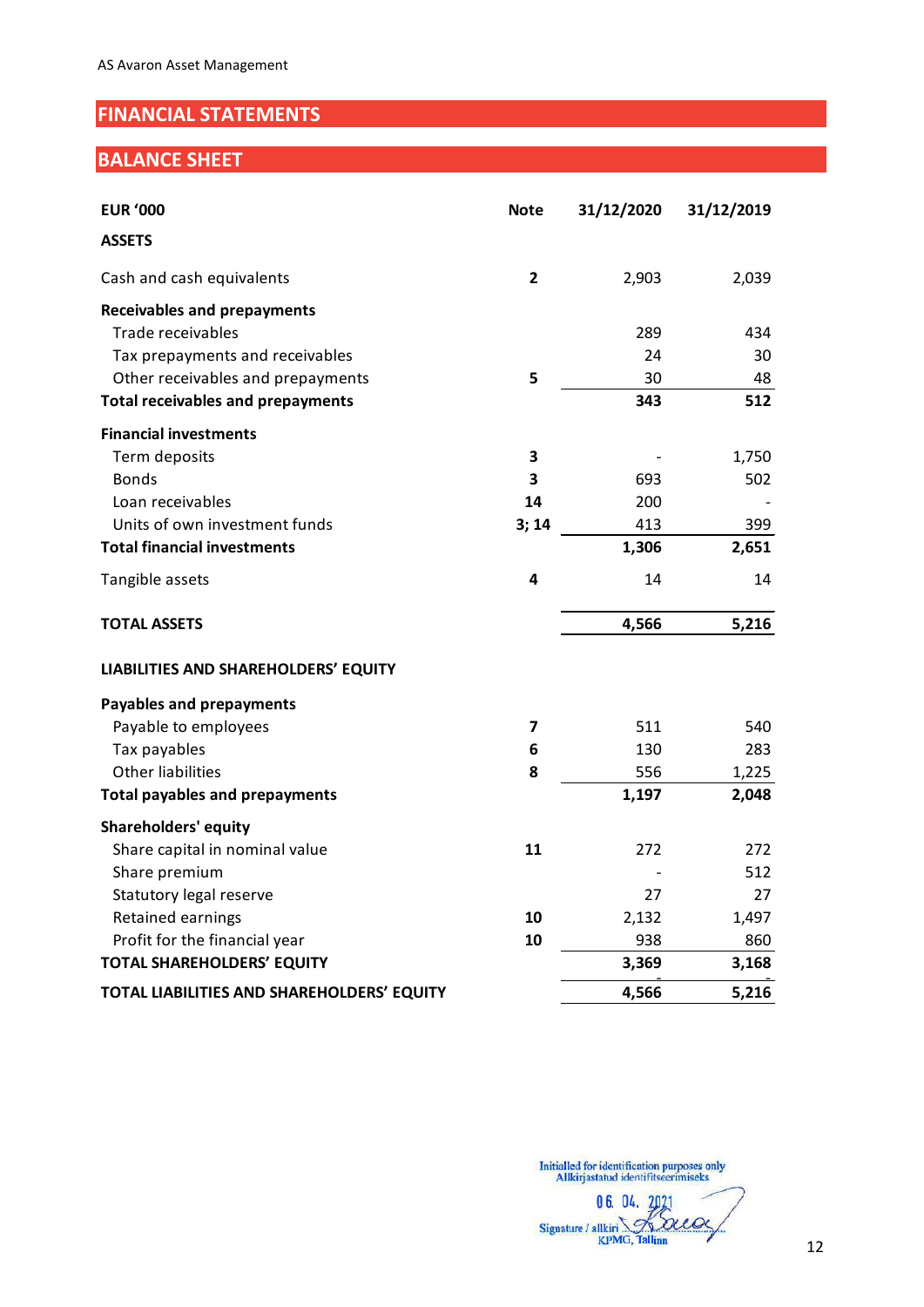# FINANCIAL STATEMENTS

## BALANCE SHEET

| EUR '000 | Note | 31/12/2020 | 31/12/2019 |
|---|---|---|---|
| **ASSETS** | | | |
| Cash and cash equivalents | **2** | 2,903 | 2,039 |
| **Receivables and prepayments** | | | |
| Trade receivables | | 289 | 434 |
| Tax prepayments and receivables | | 24 | 30 |
| Other receivables and prepayments | **5** | 30 | 48 |
| **Total receivables and prepayments** | | **343** | **512** |
| **Financial investments** | | | |
| Term deposits | **3** | - | 1,750 |
| Bonds | **3** | 693 | 502 |
| Loan receivables | **14** | 200 | - |
| Units of own investment funds | **3; 14** | 413 | 399 |
| **Total financial investments** | | **1,306** | **2,651** |
| Tangible assets | **4** | 14 | 14 |
| **TOTAL ASSETS** | | **4,566** | **5,216** |
| **LIABILITIES AND SHAREHOLDERS' EQUITY** | | | |
| **Payables and prepayments** | | | |
| Payable to employees | **7** | 511 | 540 |
| Tax payables | **6** | 130 | 283 |
| Other liabilities | **8** | 556 | 1,225 |
| **Total payables and prepayments** | | **1,197** | **2,048** |
| **Shareholders' equity** | | | |
| Share capital in nominal value | **11** | 272 | 272 |
| Share premium | | - | 512 |
| Statutory legal reserve | | 27 | 27 |
| Retained earnings | **10** | 2,132 | 1,497 |
| Profit for the financial year | **10** | 938 | 860 |
| **TOTAL SHAREHOLDERS' EQUITY** | | **3,369** | **3,168** |
| **TOTAL LIABILITIES AND SHAREHOLDERS' EQUITY** | | **4,566** | **5,216** |

Initialled for identification purposes only
Allkirjastatud identifitseerimiseks
06. 04. 2021
Signature / allkiri
KPMG, Tallinn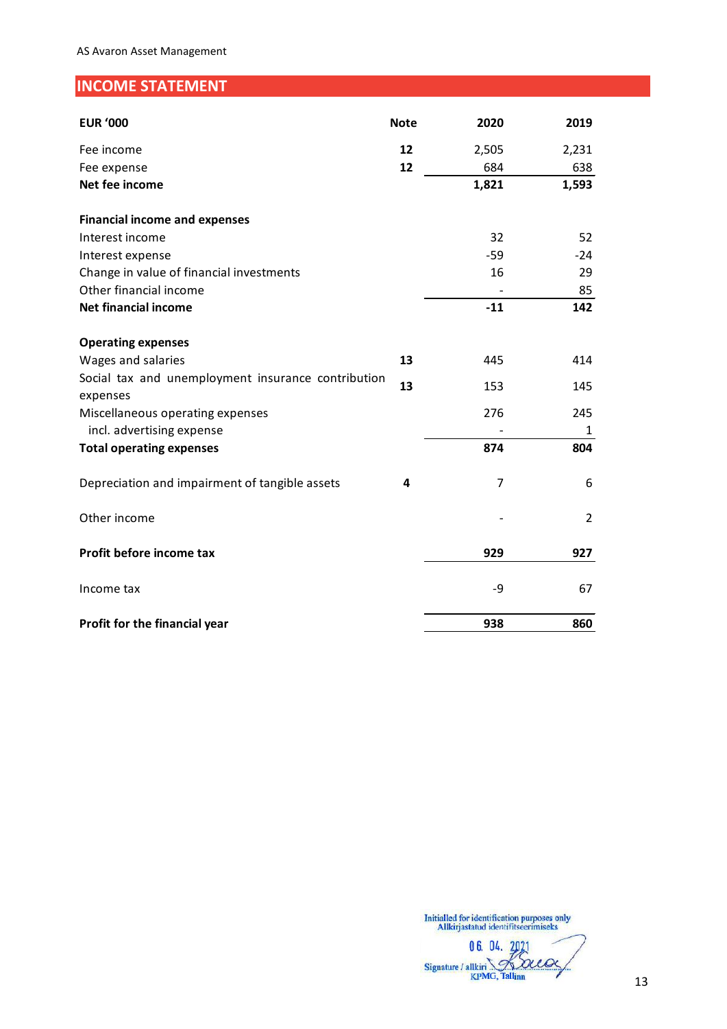## INCOME STATEMENT

| EUR '000 | Note | 2020 | 2019 |
|---|---|---|---|
| Fee income | **12** | 2,505 | 2,231 |
| Fee expense | **12** | 684 | 638 |
| **Net fee income** | | **1,821** | **1,593** |
| | | | |
| **Financial income and expenses** | | | |
| Interest income | | 32 | 52 |
| Interest expense | | -59 | -24 |
| Change in value of financial investments | | 16 | 29 |
| Other financial income | | - | 85 |
| **Net financial income** | | **-11** | **142** |
| | | | |
| **Operating expenses** | | | |
| Wages and salaries | **13** | 445 | 414 |
| Social tax and unemployment insurance contribution expenses | **13** | 153 | 145 |
| Miscellaneous operating expenses | | 276 | 245 |
| incl. advertising expense | | - | 1 |
| **Total operating expenses** | | **874** | **804** |
| | | | |
| Depreciation and impairment of tangible assets | **4** | 7 | 6 |
| | | | |
| Other income | | - | 2 |
| | | | |
| **Profit before income tax** | | **929** | **927** |
| | | | |
| Income tax | | -9 | 67 |
| | | | |
| **Profit for the financial year** | | **938** | **860** |

Initialled for identification purposes only
Allkirjastatud identifitseerimiseks
06. 04. 2021
Signature / allkiri
KPMG, Tallinn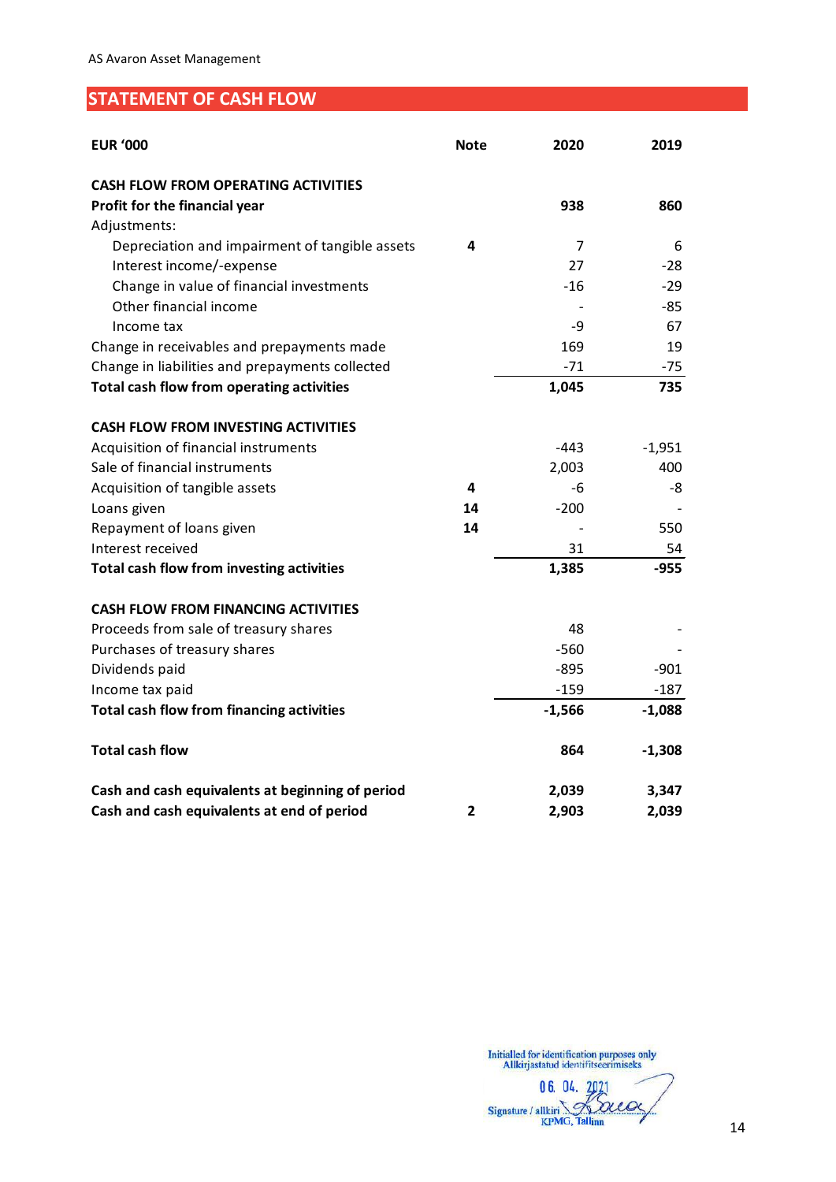AS Avaron Asset Management

## STATEMENT OF CASH FLOW

| EUR '000 | Note | 2020 | 2019 |
|---|---|---|---|
| **CASH FLOW FROM OPERATING ACTIVITIES** | | | |
| **Profit for the financial year** | | **938** | **860** |
| Adjustments: | | | |
| Depreciation and impairment of tangible assets | 4 | 7 | 6 |
| Interest income/-expense | | 27 | -28 |
| Change in value of financial investments | | -16 | -29 |
| Other financial income | | - | -85 |
| Income tax | | -9 | 67 |
| Change in receivables and prepayments made | | 169 | 19 |
| Change in liabilities and prepayments collected | | -71 | -75 |
| **Total cash flow from operating activities** | | **1,045** | **735** |
| | | | |
| **CASH FLOW FROM INVESTING ACTIVITIES** | | | |
| Acquisition of financial instruments | | -443 | -1,951 |
| Sale of financial instruments | | 2,003 | 400 |
| Acquisition of tangible assets | 4 | -6 | -8 |
| Loans given | 14 | -200 | - |
| Repayment of loans given | 14 | - | 550 |
| Interest received | | 31 | 54 |
| **Total cash flow from investing activities** | | **1,385** | **-955** |
| | | | |
| **CASH FLOW FROM FINANCING ACTIVITIES** | | | |
| Proceeds from sale of treasury shares | | 48 | - |
| Purchases of treasury shares | | -560 | - |
| Dividends paid | | -895 | -901 |
| Income tax paid | | -159 | -187 |
| **Total cash flow from financing activities** | | **-1,566** | **-1,088** |
| | | | |
| **Total cash flow** | | **864** | **-1,308** |
| | | | |
| **Cash and cash equivalents at beginning of period** | | **2,039** | **3,347** |
| **Cash and cash equivalents at end of period** | **2** | **2,903** | **2,039** |

Initialled for identification purposes only
Allkirjastatud identifitseerimiseks
06. 04. 2021
Signature / allkiri
KPMG, Tallinn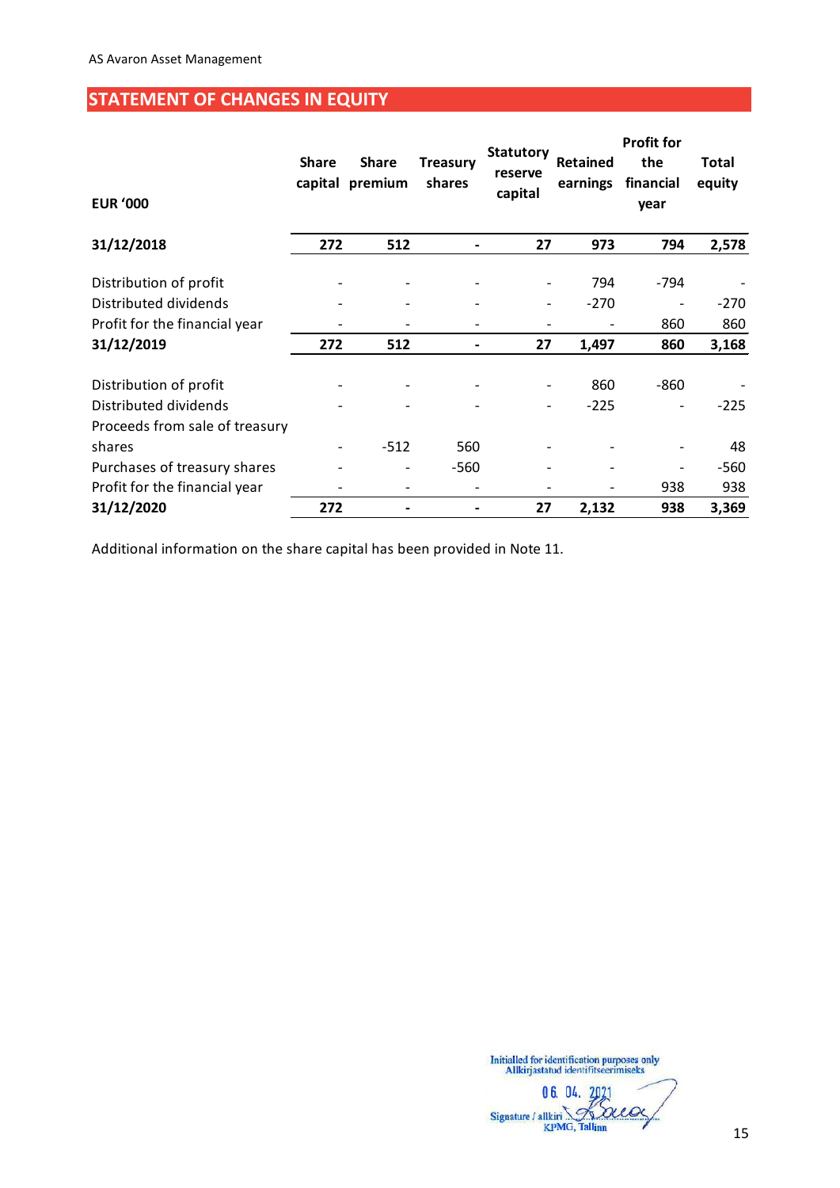AS Avaron Asset Management

## STATEMENT OF CHANGES IN EQUITY

| EUR '000 | Share capital | Share premium | Treasury shares | Statutory reserve capital | Retained earnings | Profit for the financial year | Total equity |
|---|---|---|---|---|---|---|---|
| **31/12/2018** | **272** | **512** | **-** | **27** | **973** | **794** | **2,578** |
| Distribution of profit | - | - | - | - | 794 | -794 | - |
| Distributed dividends | - | - | - | - | -270 | - | -270 |
| Profit for the financial year | - | - | - | - | - | 860 | 860 |
| **31/12/2019** | **272** | **512** | **-** | **27** | **1,497** | **860** | **3,168** |
| Distribution of profit | - | - | - | - | 860 | -860 | - |
| Distributed dividends | - | - | - | - | -225 | - | -225 |
| Proceeds from sale of treasury shares | - | -512 | 560 | - | - | - | 48 |
| Purchases of treasury shares | - | - | -560 | - | - | - | -560 |
| Profit for the financial year | - | - | - | - | - | 938 | 938 |
| **31/12/2020** | **272** | **-** | **-** | **27** | **2,132** | **938** | **3,369** |

Additional information on the share capital has been provided in Note 11.

Initialled for identification purposes only
Allkirjastatud identifitseerimiseks
06. 04. 2021
Signature / allkiri
KPMG, Tallinn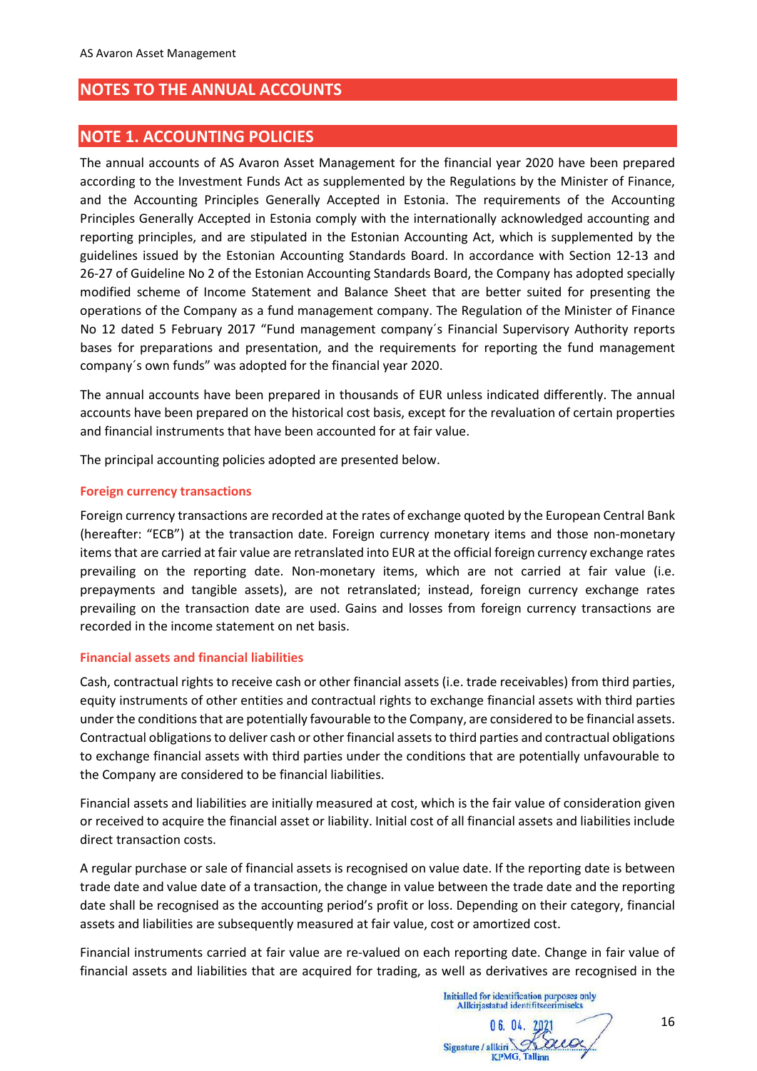# NOTES TO THE ANNUAL ACCOUNTS

## NOTE 1. ACCOUNTING POLICIES

The annual accounts of AS Avaron Asset Management for the financial year 2020 have been prepared according to the Investment Funds Act as supplemented by the Regulations by the Minister of Finance, and the Accounting Principles Generally Accepted in Estonia. The requirements of the Accounting Principles Generally Accepted in Estonia comply with the internationally acknowledged accounting and reporting principles, and are stipulated in the Estonian Accounting Act, which is supplemented by the guidelines issued by the Estonian Accounting Standards Board. In accordance with Section 12-13 and 26-27 of Guideline No 2 of the Estonian Accounting Standards Board, the Company has adopted specially modified scheme of Income Statement and Balance Sheet that are better suited for presenting the operations of the Company as a fund management company. The Regulation of the Minister of Finance No 12 dated 5 February 2017 "Fund management company´s Financial Supervisory Authority reports bases for preparations and presentation, and the requirements for reporting the fund management company´s own funds" was adopted for the financial year 2020.

The annual accounts have been prepared in thousands of EUR unless indicated differently. The annual accounts have been prepared on the historical cost basis, except for the revaluation of certain properties and financial instruments that have been accounted for at fair value.

The principal accounting policies adopted are presented below.

### Foreign currency transactions

Foreign currency transactions are recorded at the rates of exchange quoted by the European Central Bank (hereafter: "ECB") at the transaction date. Foreign currency monetary items and those non-monetary items that are carried at fair value are retranslated into EUR at the official foreign currency exchange rates prevailing on the reporting date. Non-monetary items, which are not carried at fair value (i.e. prepayments and tangible assets), are not retranslated; instead, foreign currency exchange rates prevailing on the transaction date are used. Gains and losses from foreign currency transactions are recorded in the income statement on net basis.

### Financial assets and financial liabilities

Cash, contractual rights to receive cash or other financial assets (i.e. trade receivables) from third parties, equity instruments of other entities and contractual rights to exchange financial assets with third parties under the conditions that are potentially favourable to the Company, are considered to be financial assets. Contractual obligations to deliver cash or other financial assets to third parties and contractual obligations to exchange financial assets with third parties under the conditions that are potentially unfavourable to the Company are considered to be financial liabilities.

Financial assets and liabilities are initially measured at cost, which is the fair value of consideration given or received to acquire the financial asset or liability. Initial cost of all financial assets and liabilities include direct transaction costs.

A regular purchase or sale of financial assets is recognised on value date. If the reporting date is between trade date and value date of a transaction, the change in value between the trade date and the reporting date shall be recognised as the accounting period's profit or loss. Depending on their category, financial assets and liabilities are subsequently measured at fair value, cost or amortized cost.

Financial instruments carried at fair value are re-valued on each reporting date. Change in fair value of financial assets and liabilities that are acquired for trading, as well as derivatives are recognised in the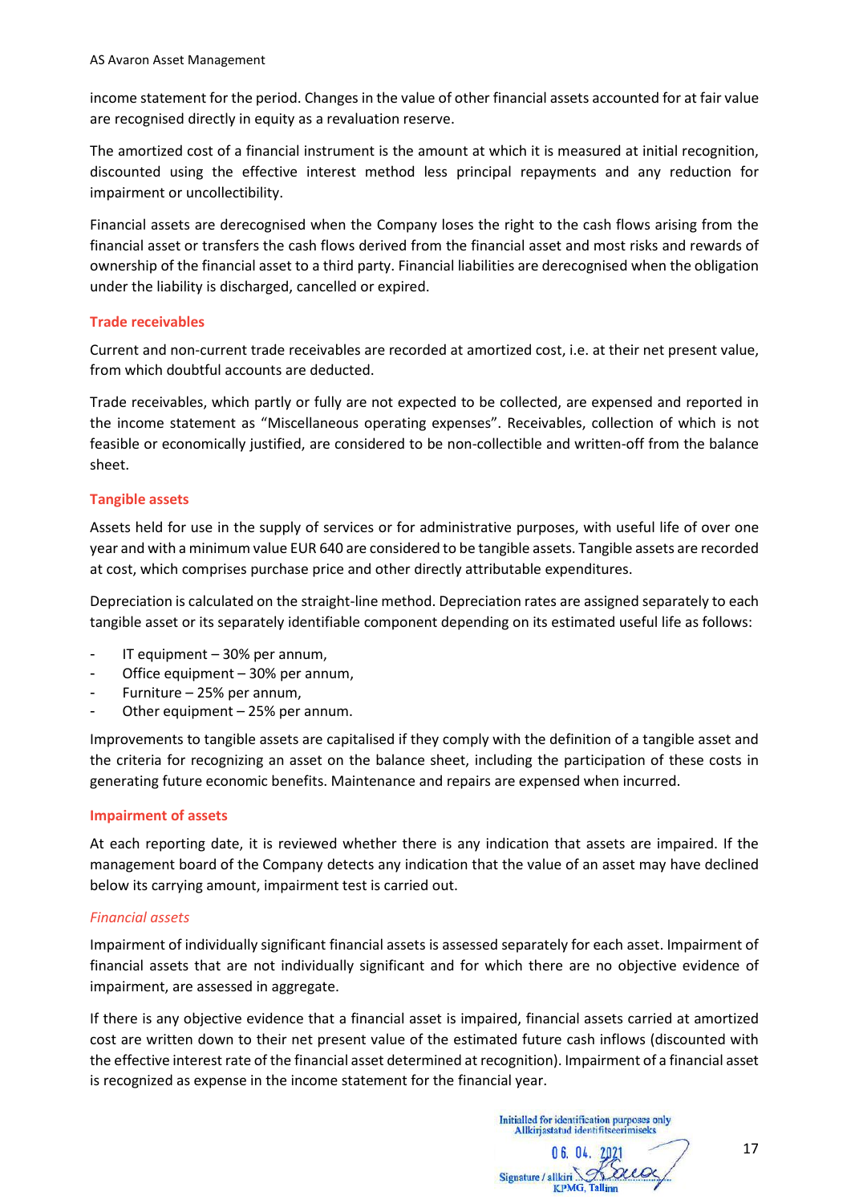income statement for the period. Changes in the value of other financial assets accounted for at fair value are recognised directly in equity as a revaluation reserve.

The amortized cost of a financial instrument is the amount at which it is measured at initial recognition, discounted using the effective interest method less principal repayments and any reduction for impairment or uncollectibility.

Financial assets are derecognised when the Company loses the right to the cash flows arising from the financial asset or transfers the cash flows derived from the financial asset and most risks and rewards of ownership of the financial asset to a third party. Financial liabilities are derecognised when the obligation under the liability is discharged, cancelled or expired.

## Trade receivables

Current and non-current trade receivables are recorded at amortized cost, i.e. at their net present value, from which doubtful accounts are deducted.

Trade receivables, which partly or fully are not expected to be collected, are expensed and reported in the income statement as "Miscellaneous operating expenses". Receivables, collection of which is not feasible or economically justified, are considered to be non-collectible and written-off from the balance sheet.

## Tangible assets

Assets held for use in the supply of services or for administrative purposes, with useful life of over one year and with a minimum value EUR 640 are considered to be tangible assets. Tangible assets are recorded at cost, which comprises purchase price and other directly attributable expenditures.

Depreciation is calculated on the straight-line method. Depreciation rates are assigned separately to each tangible asset or its separately identifiable component depending on its estimated useful life as follows:

- IT equipment – 30% per annum,
- Office equipment – 30% per annum,
- Furniture – 25% per annum,
- Other equipment – 25% per annum.

Improvements to tangible assets are capitalised if they comply with the definition of a tangible asset and the criteria for recognizing an asset on the balance sheet, including the participation of these costs in generating future economic benefits. Maintenance and repairs are expensed when incurred.

## Impairment of assets

At each reporting date, it is reviewed whether there is any indication that assets are impaired. If the management board of the Company detects any indication that the value of an asset may have declined below its carrying amount, impairment test is carried out.

### *Financial assets*

Impairment of individually significant financial assets is assessed separately for each asset. Impairment of financial assets that are not individually significant and for which there are no objective evidence of impairment, are assessed in aggregate.

If there is any objective evidence that a financial asset is impaired, financial assets carried at amortized cost are written down to their net present value of the estimated future cash inflows (discounted with the effective interest rate of the financial asset determined at recognition). Impairment of a financial asset is recognized as expense in the income statement for the financial year.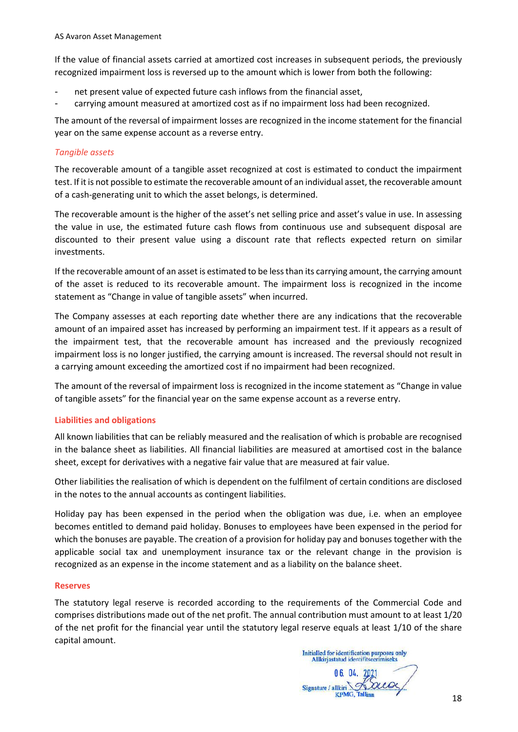If the value of financial assets carried at amortized cost increases in subsequent periods, the previously recognized impairment loss is reversed up to the amount which is lower from both the following:

- net present value of expected future cash inflows from the financial asset,
- carrying amount measured at amortized cost as if no impairment loss had been recognized.

The amount of the reversal of impairment losses are recognized in the income statement for the financial year on the same expense account as a reverse entry.

*Tangible assets*

The recoverable amount of a tangible asset recognized at cost is estimated to conduct the impairment test. If it is not possible to estimate the recoverable amount of an individual asset, the recoverable amount of a cash-generating unit to which the asset belongs, is determined.

The recoverable amount is the higher of the asset's net selling price and asset's value in use. In assessing the value in use, the estimated future cash flows from continuous use and subsequent disposal are discounted to their present value using a discount rate that reflects expected return on similar investments.

If the recoverable amount of an asset is estimated to be less than its carrying amount, the carrying amount of the asset is reduced to its recoverable amount. The impairment loss is recognized in the income statement as "Change in value of tangible assets" when incurred.

The Company assesses at each reporting date whether there are any indications that the recoverable amount of an impaired asset has increased by performing an impairment test. If it appears as a result of the impairment test, that the recoverable amount has increased and the previously recognized impairment loss is no longer justified, the carrying amount is increased. The reversal should not result in a carrying amount exceeding the amortized cost if no impairment had been recognized.

The amount of the reversal of impairment loss is recognized in the income statement as "Change in value of tangible assets" for the financial year on the same expense account as a reverse entry.

### Liabilities and obligations

All known liabilities that can be reliably measured and the realisation of which is probable are recognised in the balance sheet as liabilities. All financial liabilities are measured at amortised cost in the balance sheet, except for derivatives with a negative fair value that are measured at fair value.

Other liabilities the realisation of which is dependent on the fulfilment of certain conditions are disclosed in the notes to the annual accounts as contingent liabilities.

Holiday pay has been expensed in the period when the obligation was due, i.e. when an employee becomes entitled to demand paid holiday. Bonuses to employees have been expensed in the period for which the bonuses are payable. The creation of a provision for holiday pay and bonuses together with the applicable social tax and unemployment insurance tax or the relevant change in the provision is recognized as an expense in the income statement and as a liability on the balance sheet.

### Reserves

The statutory legal reserve is recorded according to the requirements of the Commercial Code and comprises distributions made out of the net profit. The annual contribution must amount to at least 1/20 of the net profit for the financial year until the statutory legal reserve equals at least 1/10 of the share capital amount.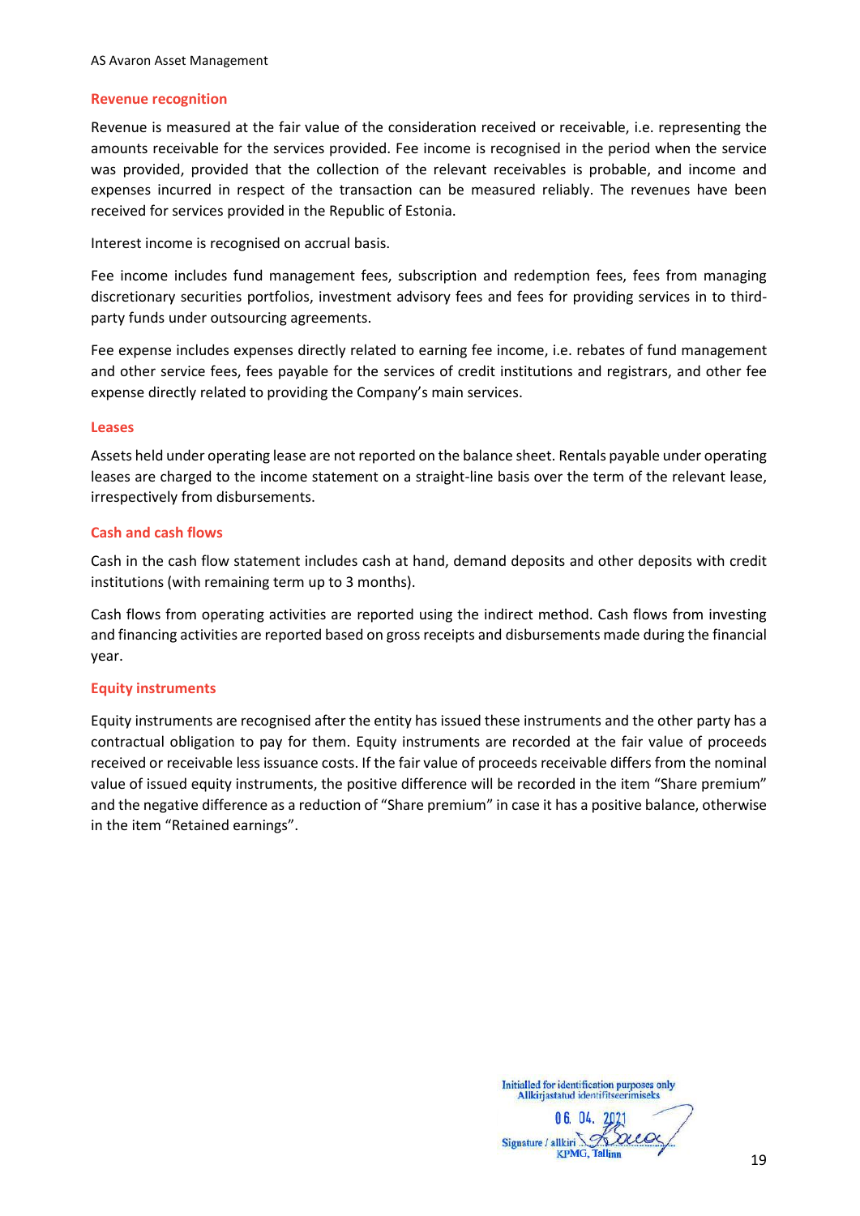### Revenue recognition

Revenue is measured at the fair value of the consideration received or receivable, i.e. representing the amounts receivable for the services provided. Fee income is recognised in the period when the service was provided, provided that the collection of the relevant receivables is probable, and income and expenses incurred in respect of the transaction can be measured reliably. The revenues have been received for services provided in the Republic of Estonia.

Interest income is recognised on accrual basis.

Fee income includes fund management fees, subscription and redemption fees, fees from managing discretionary securities portfolios, investment advisory fees and fees for providing services in to third-party funds under outsourcing agreements.

Fee expense includes expenses directly related to earning fee income, i.e. rebates of fund management and other service fees, fees payable for the services of credit institutions and registrars, and other fee expense directly related to providing the Company's main services.

### Leases

Assets held under operating lease are not reported on the balance sheet. Rentals payable under operating leases are charged to the income statement on a straight-line basis over the term of the relevant lease, irrespectively from disbursements.

### Cash and cash flows

Cash in the cash flow statement includes cash at hand, demand deposits and other deposits with credit institutions (with remaining term up to 3 months).

Cash flows from operating activities are reported using the indirect method. Cash flows from investing and financing activities are reported based on gross receipts and disbursements made during the financial year.

### Equity instruments

Equity instruments are recognised after the entity has issued these instruments and the other party has a contractual obligation to pay for them. Equity instruments are recorded at the fair value of proceeds received or receivable less issuance costs. If the fair value of proceeds receivable differs from the nominal value of issued equity instruments, the positive difference will be recorded in the item "Share premium" and the negative difference as a reduction of "Share premium" in case it has a positive balance, otherwise in the item "Retained earnings".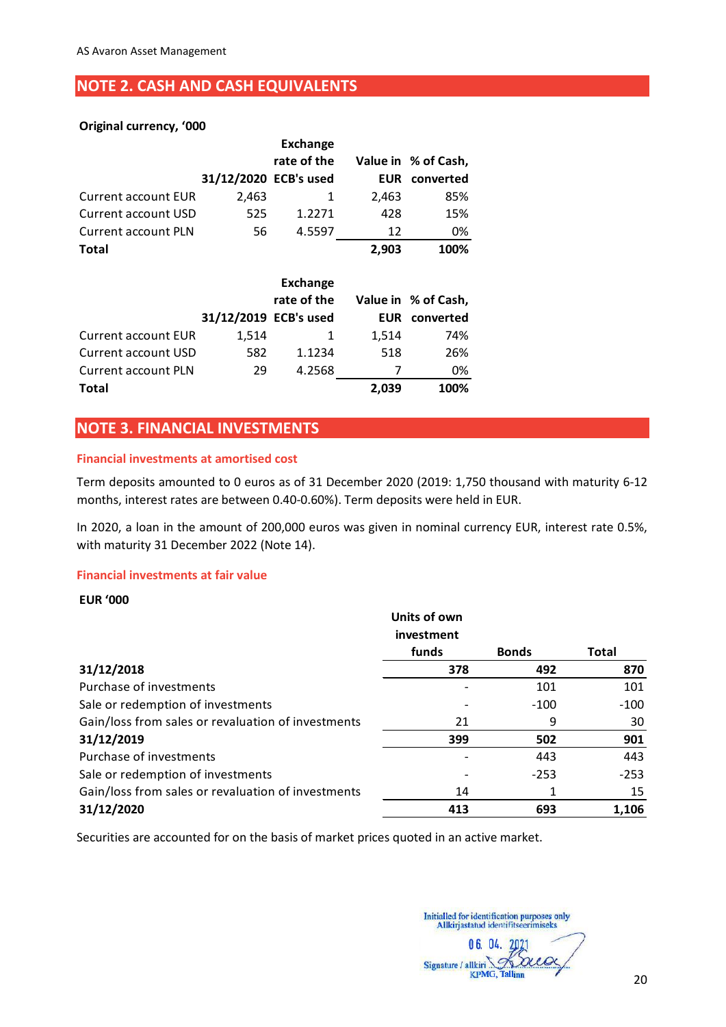## NOTE 2. CASH AND CASH EQUIVALENTS

**Original currency, '000**

| | 31/12/2020 | Exchange rate of the ECB's used | Value in EUR | % of Cash, converted |
|---|---|---|---|---|
| Current account EUR | 2,463 | 1 | 2,463 | 85% |
| Current account USD | 525 | 1.2271 | 428 | 15% |
| Current account PLN | 56 | 4.5597 | 12 | 0% |
| **Total** | | | **2,903** | **100%** |

| | 31/12/2019 | Exchange rate of the ECB's used | Value in EUR | % of Cash, converted |
|---|---|---|---|---|
| Current account EUR | 1,514 | 1 | 1,514 | 74% |
| Current account USD | 582 | 1.1234 | 518 | 26% |
| Current account PLN | 29 | 4.2568 | 7 | 0% |
| **Total** | | | **2,039** | **100%** |

## NOTE 3. FINANCIAL INVESTMENTS

### Financial investments at amortised cost

Term deposits amounted to 0 euros as of 31 December 2020 (2019: 1,750 thousand with maturity 6-12 months, interest rates are between 0.40-0.60%). Term deposits were held in EUR.

In 2020, a loan in the amount of 200,000 euros was given in nominal currency EUR, interest rate 0.5%, with maturity 31 December 2022 (Note 14).

### Financial investments at fair value

**EUR '000**

| | Units of own investment funds | Bonds | Total |
|---|---|---|---|
| **31/12/2018** | **378** | **492** | **870** |
| Purchase of investments | - | 101 | 101 |
| Sale or redemption of investments | - | -100 | -100 |
| Gain/loss from sales or revaluation of investments | 21 | 9 | 30 |
| **31/12/2019** | **399** | **502** | **901** |
| Purchase of investments | - | 443 | 443 |
| Sale or redemption of investments | - | -253 | -253 |
| Gain/loss from sales or revaluation of investments | 14 | 1 | 15 |
| **31/12/2020** | **413** | **693** | **1,106** |

Securities are accounted for on the basis of market prices quoted in an active market.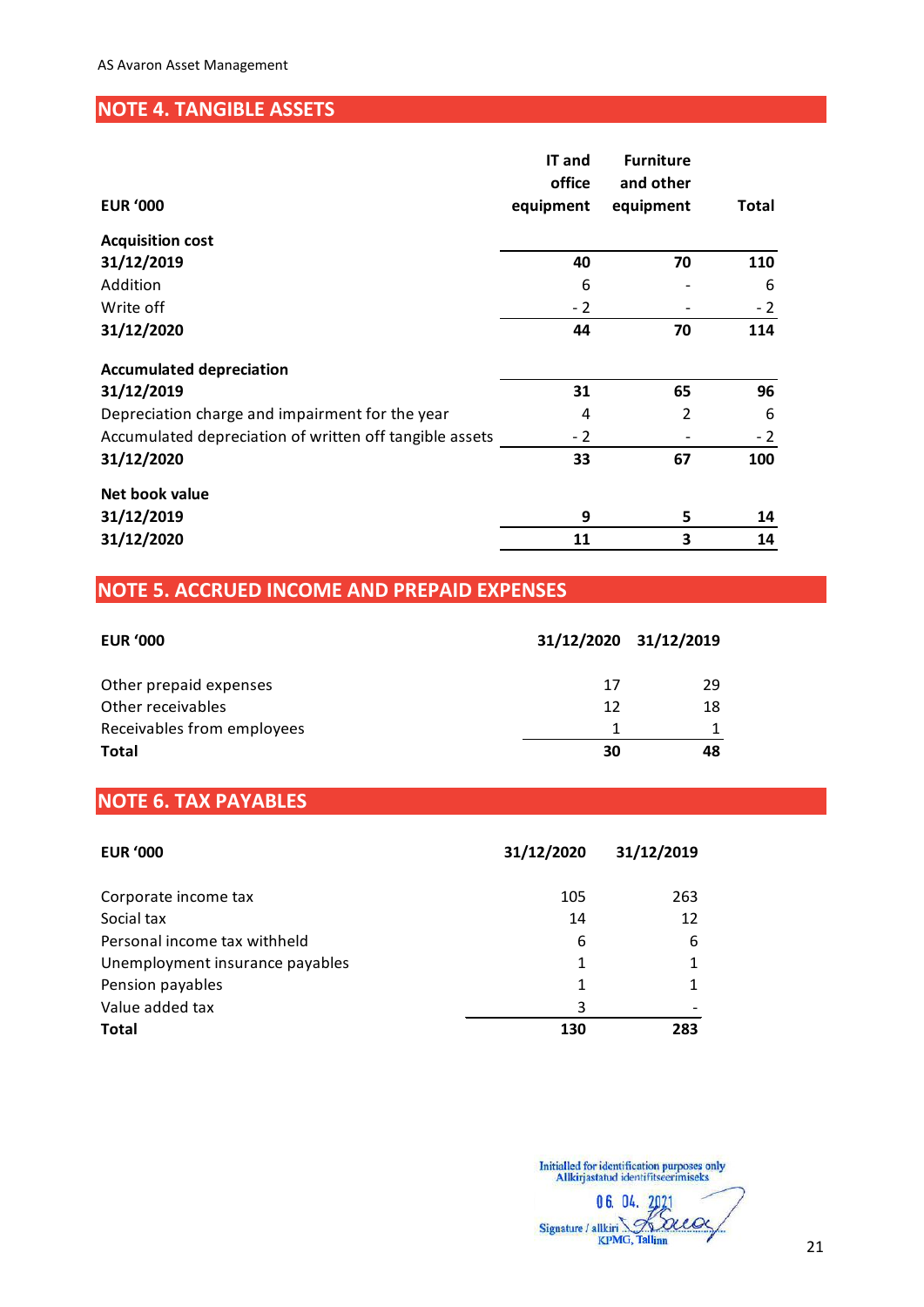## NOTE 4. TANGIBLE ASSETS

| EUR '000 | IT and office equipment | Furniture and other equipment | Total |
|---|---|---|---|
| **Acquisition cost** | | | |
| **31/12/2019** | **40** | **70** | **110** |
| Addition | 6 | - | 6 |
| Write off | - 2 | - | - 2 |
| **31/12/2020** | **44** | **70** | **114** |
| | | | |
| **Accumulated depreciation** | | | |
| **31/12/2019** | **31** | **65** | **96** |
| Depreciation charge and impairment for the year | 4 | 2 | 6 |
| Accumulated depreciation of written off tangible assets | - 2 | - | - 2 |
| **31/12/2020** | **33** | **67** | **100** |
| | | | |
| **Net book value** | | | |
| **31/12/2019** | **9** | **5** | **14** |
| **31/12/2020** | **11** | **3** | **14** |

## NOTE 5. ACCRUED INCOME AND PREPAID EXPENSES

| EUR '000 | 31/12/2020 | 31/12/2019 |
|---|---|---|
| Other prepaid expenses | 17 | 29 |
| Other receivables | 12 | 18 |
| Receivables from employees | 1 | 1 |
| **Total** | **30** | **48** |

## NOTE 6. TAX PAYABLES

| EUR '000 | 31/12/2020 | 31/12/2019 |
|---|---|---|
| Corporate income tax | 105 | 263 |
| Social tax | 14 | 12 |
| Personal income tax withheld | 6 | 6 |
| Unemployment insurance payables | 1 | 1 |
| Pension payables | 1 | 1 |
| Value added tax | 3 | - |
| **Total** | **130** | **283** |

Initialled for identification purposes only
Allkirjastatud identifitseerimiseks
06. 04. 2021
Signature / allkiri
KPMG, Tallinn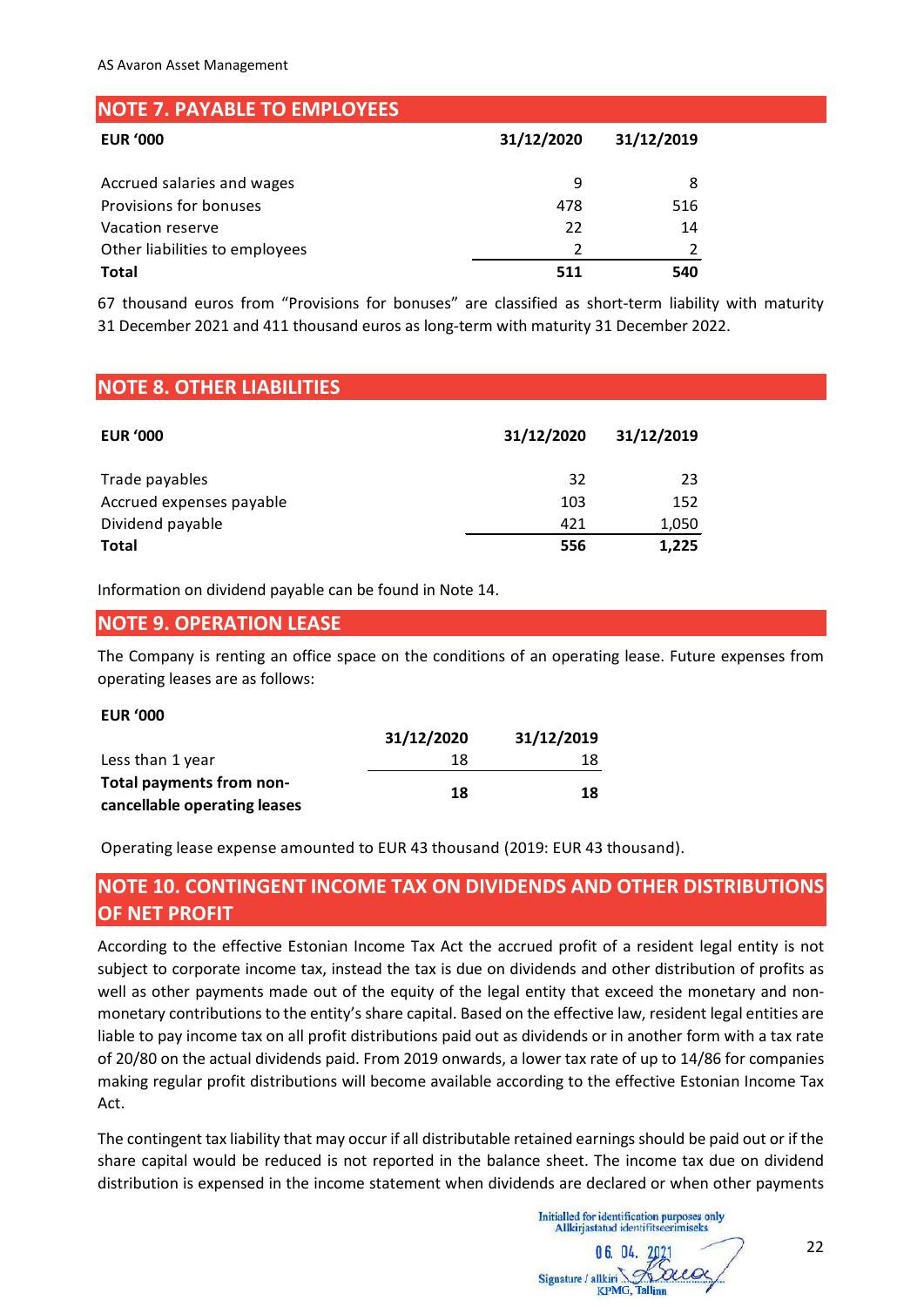## NOTE 7. PAYABLE TO EMPLOYEES

| EUR '000 | 31/12/2020 | 31/12/2019 |
|---|---|---|
| Accrued salaries and wages | 9 | 8 |
| Provisions for bonuses | 478 | 516 |
| Vacation reserve | 22 | 14 |
| Other liabilities to employees | 2 | 2 |
| **Total** | **511** | **540** |

67 thousand euros from "Provisions for bonuses" are classified as short-term liability with maturity 31 December 2021 and 411 thousand euros as long-term with maturity 31 December 2022.

## NOTE 8. OTHER LIABILITIES

| EUR '000 | 31/12/2020 | 31/12/2019 |
|---|---|---|
| Trade payables | 32 | 23 |
| Accrued expenses payable | 103 | 152 |
| Dividend payable | 421 | 1,050 |
| **Total** | **556** | **1,225** |

Information on dividend payable can be found in Note 14.

## NOTE 9. OPERATION LEASE

The Company is renting an office space on the conditions of an operating lease. Future expenses from operating leases are as follows:

**EUR '000**

| | 31/12/2020 | 31/12/2019 |
|---|---|---|
| Less than 1 year | 18 | 18 |
| **Total payments from non-cancellable operating leases** | **18** | **18** |

Operating lease expense amounted to EUR 43 thousand (2019: EUR 43 thousand).

## NOTE 10. CONTINGENT INCOME TAX ON DIVIDENDS AND OTHER DISTRIBUTIONS OF NET PROFIT

According to the effective Estonian Income Tax Act the accrued profit of a resident legal entity is not subject to corporate income tax, instead the tax is due on dividends and other distribution of profits as well as other payments made out of the equity of the legal entity that exceed the monetary and non-monetary contributions to the entity's share capital. Based on the effective law, resident legal entities are liable to pay income tax on all profit distributions paid out as dividends or in another form with a tax rate of 20/80 on the actual dividends paid. From 2019 onwards, a lower tax rate of up to 14/86 for companies making regular profit distributions will become available according to the effective Estonian Income Tax Act.

The contingent tax liability that may occur if all distributable retained earnings should be paid out or if the share capital would be reduced is not reported in the balance sheet. The income tax due on dividend distribution is expensed in the income statement when dividends are declared or when other payments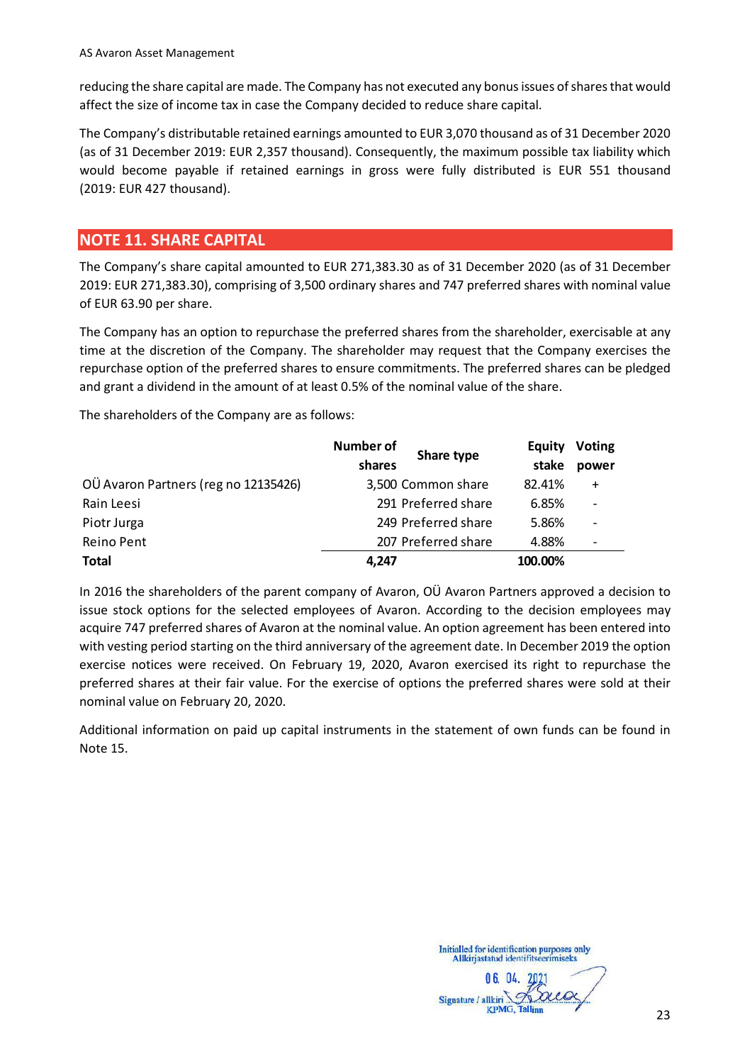reducing the share capital are made. The Company has not executed any bonus issues of shares that would affect the size of income tax in case the Company decided to reduce share capital.

The Company's distributable retained earnings amounted to EUR 3,070 thousand as of 31 December 2020 (as of 31 December 2019: EUR 2,357 thousand). Consequently, the maximum possible tax liability which would become payable if retained earnings in gross were fully distributed is EUR 551 thousand (2019: EUR 427 thousand).

## NOTE 11. SHARE CAPITAL

The Company's share capital amounted to EUR 271,383.30 as of 31 December 2020 (as of 31 December 2019: EUR 271,383.30), comprising of 3,500 ordinary shares and 747 preferred shares with nominal value of EUR 63.90 per share.

The Company has an option to repurchase the preferred shares from the shareholder, exercisable at any time at the discretion of the Company. The shareholder may request that the Company exercises the repurchase option of the preferred shares to ensure commitments. The preferred shares can be pledged and grant a dividend in the amount of at least 0.5% of the nominal value of the share.

The shareholders of the Company are as follows:

| | Number of shares | Share type | Equity stake | Voting power |
|---|---|---|---|---|
| OÜ Avaron Partners (reg no 12135426) | 3,500 | Common share | 82.41% | + |
| Rain Leesi | 291 | Preferred share | 6.85% | - |
| Piotr Jurga | 249 | Preferred share | 5.86% | - |
| Reino Pent | 207 | Preferred share | 4.88% | - |
| **Total** | **4,247** | | **100.00%** | |

In 2016 the shareholders of the parent company of Avaron, OÜ Avaron Partners approved a decision to issue stock options for the selected employees of Avaron. According to the decision employees may acquire 747 preferred shares of Avaron at the nominal value. An option agreement has been entered into with vesting period starting on the third anniversary of the agreement date. In December 2019 the option exercise notices were received. On February 19, 2020, Avaron exercised its right to repurchase the preferred shares at their fair value. For the exercise of options the preferred shares were sold at their nominal value on February 20, 2020.

Additional information on paid up capital instruments in the statement of own funds can be found in Note 15.

Initialled for identification purposes only
Allkirjastatud identifitseerimiseks
06. 04. 2021
Signature / allkiri
KPMG, Tallinn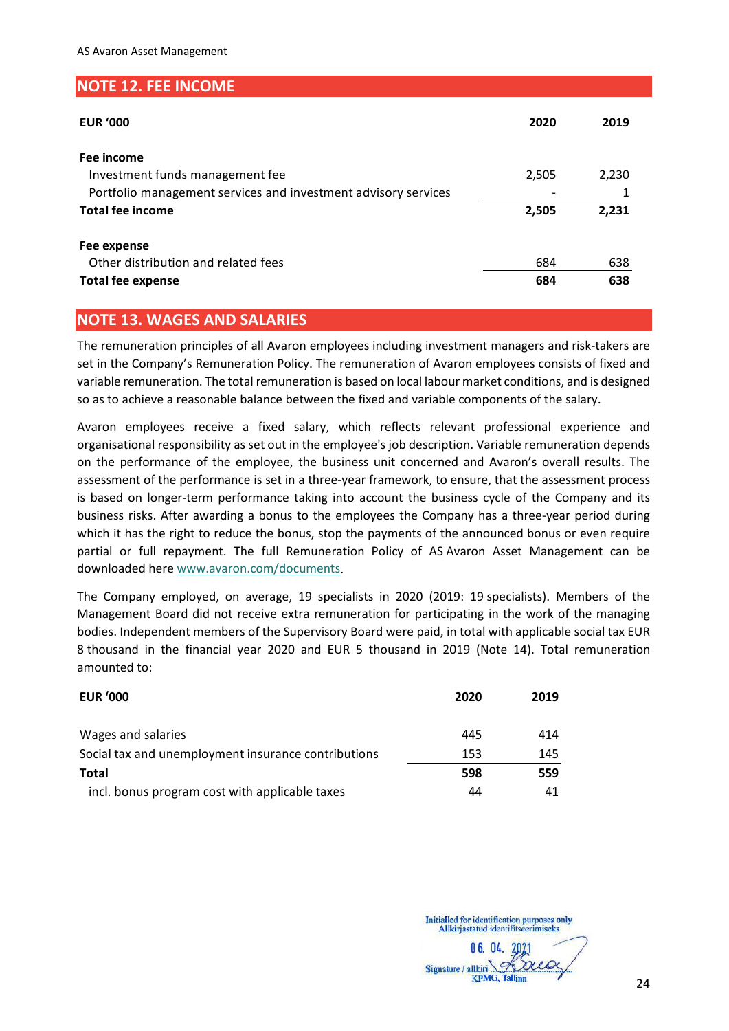## NOTE 12. FEE INCOME

| EUR '000 | 2020 | 2019 |
|---|---|---|
| **Fee income** | | |
| Investment funds management fee | 2,505 | 2,230 |
| Portfolio management services and investment advisory services | - | 1 |
| **Total fee income** | **2,505** | **2,231** |
| | | |
| **Fee expense** | | |
| Other distribution and related fees | 684 | 638 |
| **Total fee expense** | **684** | **638** |

## NOTE 13. WAGES AND SALARIES

The remuneration principles of all Avaron employees including investment managers and risk-takers are set in the Company's Remuneration Policy. The remuneration of Avaron employees consists of fixed and variable remuneration. The total remuneration is based on local labour market conditions, and is designed so as to achieve a reasonable balance between the fixed and variable components of the salary.

Avaron employees receive a fixed salary, which reflects relevant professional experience and organisational responsibility as set out in the employee's job description. Variable remuneration depends on the performance of the employee, the business unit concerned and Avaron's overall results. The assessment of the performance is set in a three-year framework, to ensure, that the assessment process is based on longer-term performance taking into account the business cycle of the Company and its business risks. After awarding a bonus to the employees the Company has a three-year period during which it has the right to reduce the bonus, stop the payments of the announced bonus or even require partial or full repayment. The full Remuneration Policy of AS Avaron Asset Management can be downloaded here www.avaron.com/documents.

The Company employed, on average, 19 specialists in 2020 (2019: 19 specialists). Members of the Management Board did not receive extra remuneration for participating in the work of the managing bodies. Independent members of the Supervisory Board were paid, in total with applicable social tax EUR 8 thousand in the financial year 2020 and EUR 5 thousand in 2019 (Note 14). Total remuneration amounted to:

| EUR '000 | 2020 | 2019 |
|---|---|---|
| Wages and salaries | 445 | 414 |
| Social tax and unemployment insurance contributions | 153 | 145 |
| **Total** | **598** | **559** |
| incl. bonus program cost with applicable taxes | 44 | 41 |

Initialled for identification purposes only
Allkirjastatud identifitseerimiseks
06. 04. 2021
Signature / allkiri
KPMG, Tallinn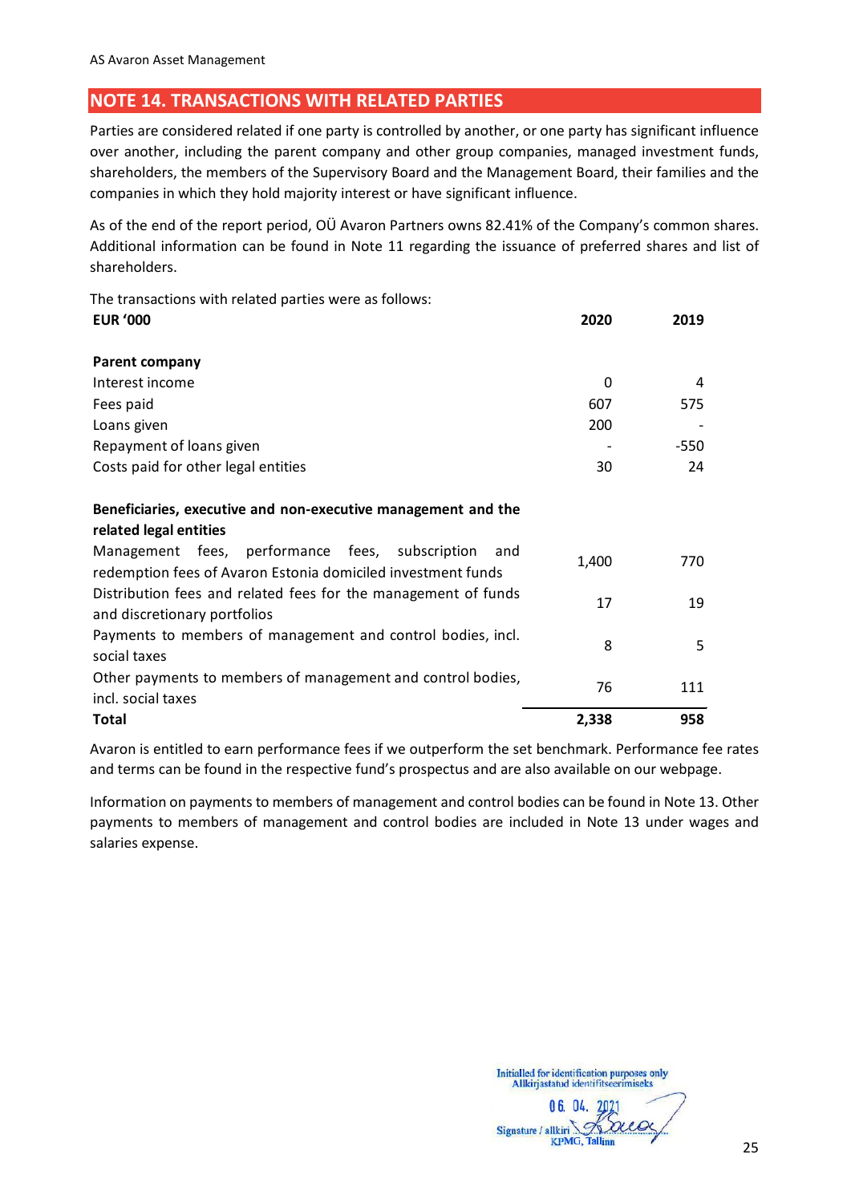## NOTE 14. TRANSACTIONS WITH RELATED PARTIES

Parties are considered related if one party is controlled by another, or one party has significant influence over another, including the parent company and other group companies, managed investment funds, shareholders, the members of the Supervisory Board and the Management Board, their families and the companies in which they hold majority interest or have significant influence.

As of the end of the report period, OÜ Avaron Partners owns 82.41% of the Company's common shares. Additional information can be found in Note 11 regarding the issuance of preferred shares and list of shareholders.

The transactions with related parties were as follows:

| **EUR '000** | **2020** | **2019** |
|---|---|---|
| **Parent company** | | |
| Interest income | 0 | 4 |
| Fees paid | 607 | 575 |
| Loans given | 200 | - |
| Repayment of loans given | - | -550 |
| Costs paid for other legal entities | 30 | 24 |
| **Beneficiaries, executive and non-executive management and the related legal entities** | | |
| Management fees, performance fees, subscription and redemption fees of Avaron Estonia domiciled investment funds | 1,400 | 770 |
| Distribution fees and related fees for the management of funds and discretionary portfolios | 17 | 19 |
| Payments to members of management and control bodies, incl. social taxes | 8 | 5 |
| Other payments to members of management and control bodies, incl. social taxes | 76 | 111 |
| **Total** | **2,338** | **958** |

Avaron is entitled to earn performance fees if we outperform the set benchmark. Performance fee rates and terms can be found in the respective fund's prospectus and are also available on our webpage.

Information on payments to members of management and control bodies can be found in Note 13. Other payments to members of management and control bodies are included in Note 13 under wages and salaries expense.

Initialled for identification purposes only
Allkirjastatud identifitseerimiseks
06. 04. 2021
Signature / allkiri
KPMG, Tallinn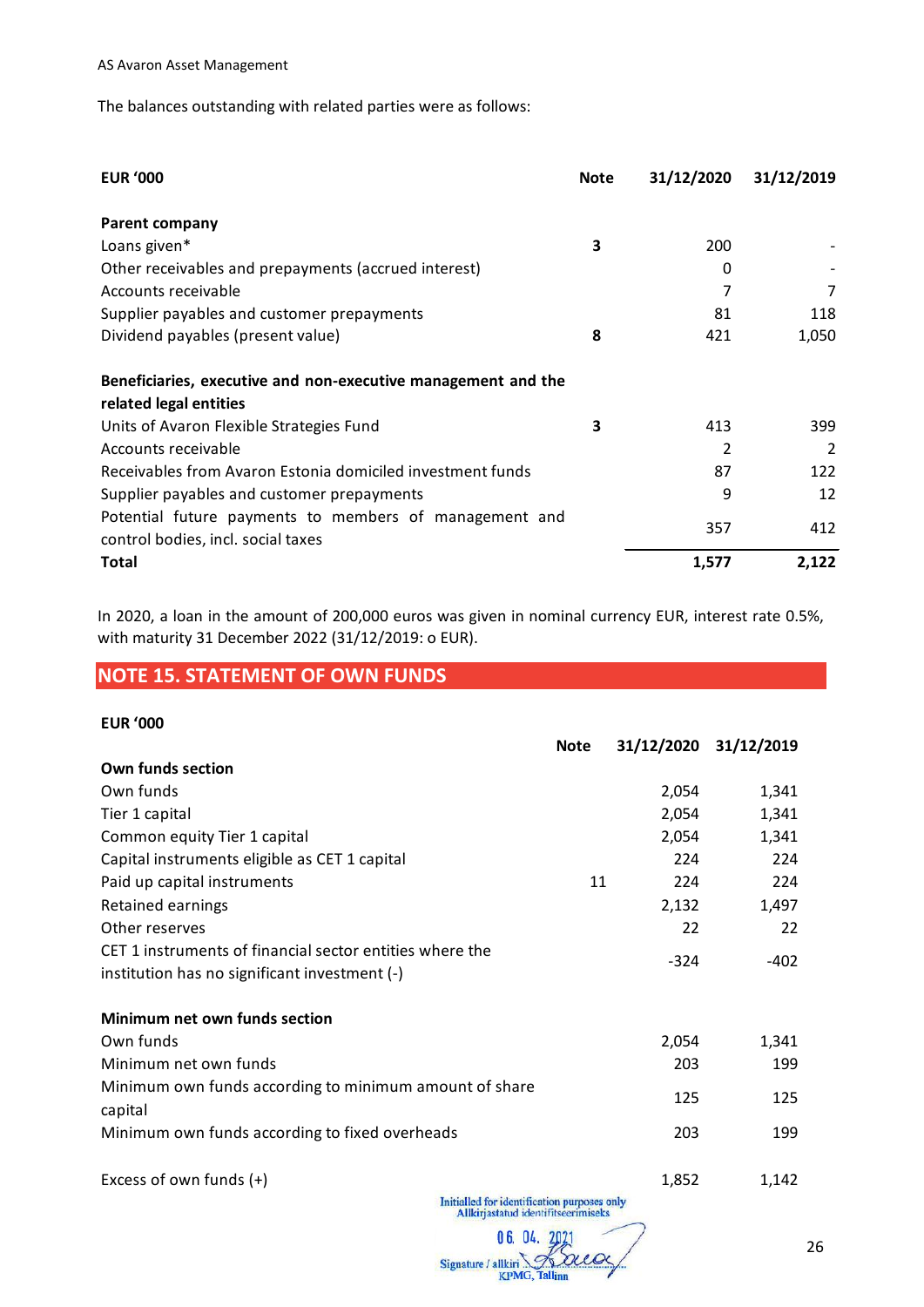The balances outstanding with related parties were as follows:

| EUR '000 | Note | 31/12/2020 | 31/12/2019 |
|---|---|---|---|
| **Parent company** | | | |
| Loans given* | 3 | 200 | - |
| Other receivables and prepayments (accrued interest) | | 0 | - |
| Accounts receivable | | 7 | 7 |
| Supplier payables and customer prepayments | | 81 | 118 |
| Dividend payables (present value) | 8 | 421 | 1,050 |
| **Beneficiaries, executive and non-executive management and the related legal entities** | | | |
| Units of Avaron Flexible Strategies Fund | 3 | 413 | 399 |
| Accounts receivable | | 2 | 2 |
| Receivables from Avaron Estonia domiciled investment funds | | 87 | 122 |
| Supplier payables and customer prepayments | | 9 | 12 |
| Potential future payments to members of management and control bodies, incl. social taxes | | 357 | 412 |
| **Total** | | **1,577** | **2,122** |

In 2020, a loan in the amount of 200,000 euros was given in nominal currency EUR, interest rate 0.5%, with maturity 31 December 2022 (31/12/2019: o EUR).

## NOTE 15. STATEMENT OF OWN FUNDS

| EUR '000 | Note | 31/12/2020 | 31/12/2019 |
|---|---|---|---|
| **Own funds section** | | | |
| Own funds | | 2,054 | 1,341 |
| Tier 1 capital | | 2,054 | 1,341 |
| Common equity Tier 1 capital | | 2,054 | 1,341 |
| Capital instruments eligible as CET 1 capital | | 224 | 224 |
| Paid up capital instruments | 11 | 224 | 224 |
| Retained earnings | | 2,132 | 1,497 |
| Other reserves | | 22 | 22 |
| CET 1 instruments of financial sector entities where the institution has no significant investment (-) | | -324 | -402 |
| **Minimum net own funds section** | | | |
| Own funds | | 2,054 | 1,341 |
| Minimum net own funds | | 203 | 199 |
| Minimum own funds according to minimum amount of share capital | | 125 | 125 |
| Minimum own funds according to fixed overheads | | 203 | 199 |
| Excess of own funds (+) | | 1,852 | 1,142 |

Initialled for identification purposes only
Allkirjastatud identifitseerimiseks
06. 04. 2021
Signature / allkiri
KPMG, Tallinn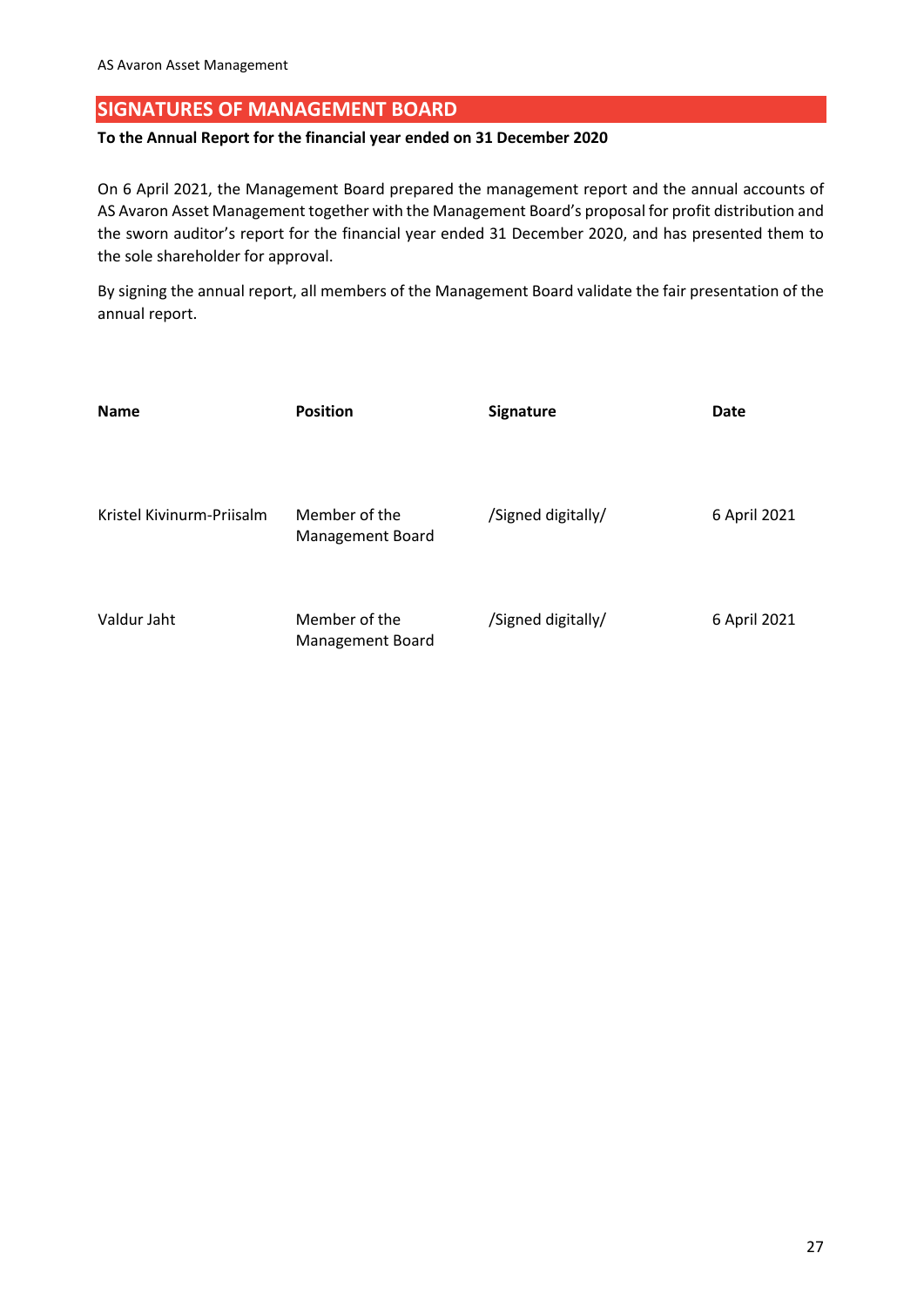## SIGNATURES OF MANAGEMENT BOARD

**To the Annual Report for the financial year ended on 31 December 2020**

On 6 April 2021, the Management Board prepared the management report and the annual accounts of AS Avaron Asset Management together with the Management Board's proposal for profit distribution and the sworn auditor's report for the financial year ended 31 December 2020, and has presented them to the sole shareholder for approval.

By signing the annual report, all members of the Management Board validate the fair presentation of the annual report.

| **Name** | **Position** | **Signature** | **Date** |
|---|---|---|---|
| Kristel Kivinurm-Priisalm | Member of the Management Board | /Signed digitally/ | 6 April 2021 |
| Valdur Jaht | Member of the Management Board | /Signed digitally/ | 6 April 2021 |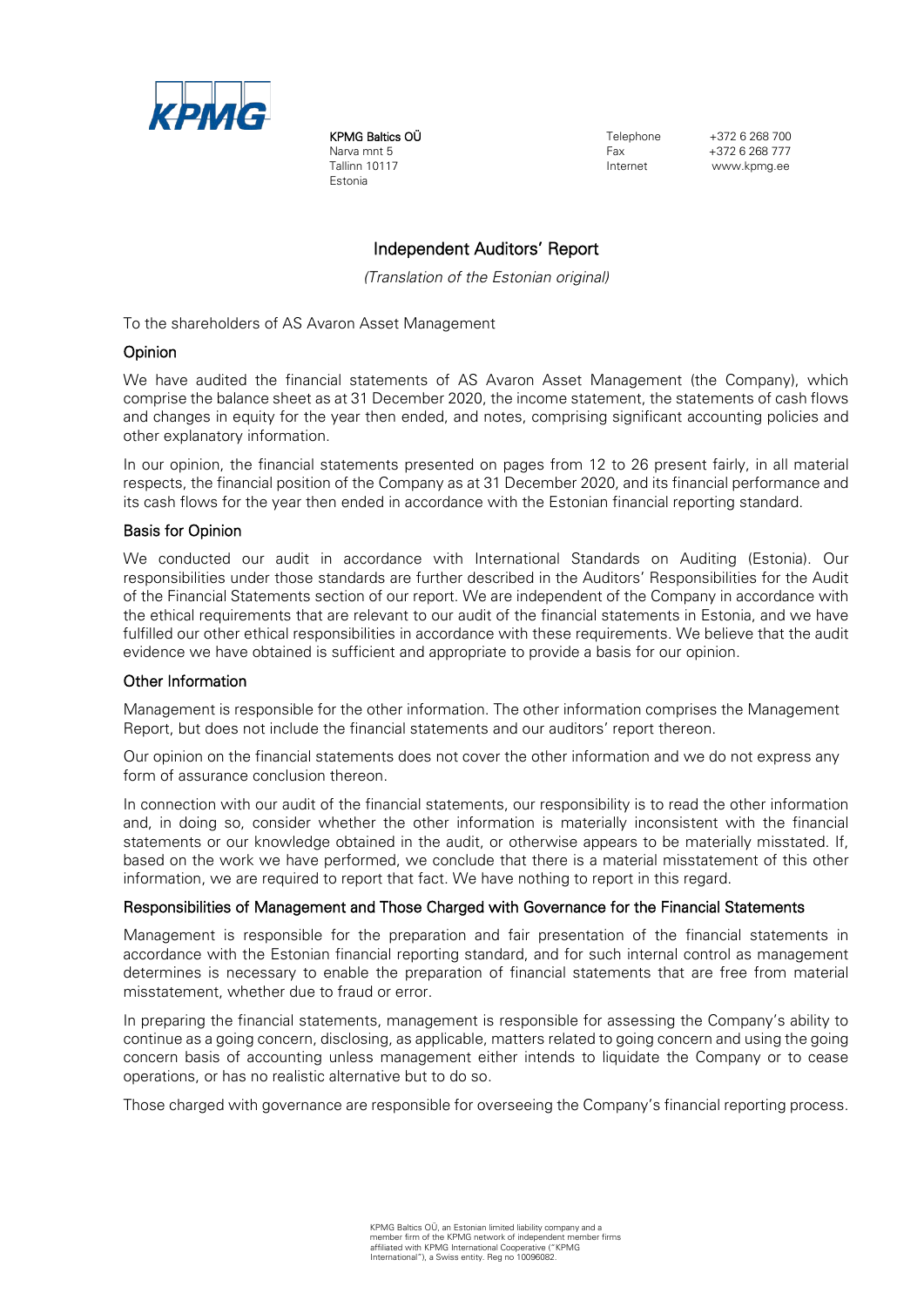KPMG Baltics OÜ
Narva mnt 5
Tallinn 10117
Estonia

Telephone +372 6 268 700
Fax +372 6 268 777
Internet www.kpmg.ee

# Independent Auditors' Report

*(Translation of the Estonian original)*

To the shareholders of AS Avaron Asset Management

## Opinion

We have audited the financial statements of AS Avaron Asset Management (the Company), which comprise the balance sheet as at 31 December 2020, the income statement, the statements of cash flows and changes in equity for the year then ended, and notes, comprising significant accounting policies and other explanatory information.

In our opinion, the financial statements presented on pages from 12 to 26 present fairly, in all material respects, the financial position of the Company as at 31 December 2020, and its financial performance and its cash flows for the year then ended in accordance with the Estonian financial reporting standard.

## Basis for Opinion

We conducted our audit in accordance with International Standards on Auditing (Estonia). Our responsibilities under those standards are further described in the Auditors' Responsibilities for the Audit of the Financial Statements section of our report. We are independent of the Company in accordance with the ethical requirements that are relevant to our audit of the financial statements in Estonia, and we have fulfilled our other ethical responsibilities in accordance with these requirements. We believe that the audit evidence we have obtained is sufficient and appropriate to provide a basis for our opinion.

## Other Information

Management is responsible for the other information. The other information comprises the Management Report, but does not include the financial statements and our auditors' report thereon.

Our opinion on the financial statements does not cover the other information and we do not express any form of assurance conclusion thereon.

In connection with our audit of the financial statements, our responsibility is to read the other information and, in doing so, consider whether the other information is materially inconsistent with the financial statements or our knowledge obtained in the audit, or otherwise appears to be materially misstated. If, based on the work we have performed, we conclude that there is a material misstatement of this other information, we are required to report that fact. We have nothing to report in this regard.

## Responsibilities of Management and Those Charged with Governance for the Financial Statements

Management is responsible for the preparation and fair presentation of the financial statements in accordance with the Estonian financial reporting standard, and for such internal control as management determines is necessary to enable the preparation of financial statements that are free from material misstatement, whether due to fraud or error.

In preparing the financial statements, management is responsible for assessing the Company's ability to continue as a going concern, disclosing, as applicable, matters related to going concern and using the going concern basis of accounting unless management either intends to liquidate the Company or to cease operations, or has no realistic alternative but to do so.

Those charged with governance are responsible for overseeing the Company's financial reporting process.

KPMG Baltics OÜ, an Estonian limited liability company and a member firm of the KPMG network of independent member firms affiliated with KPMG International Cooperative ("KPMG International"), a Swiss entity. Reg no 10096082.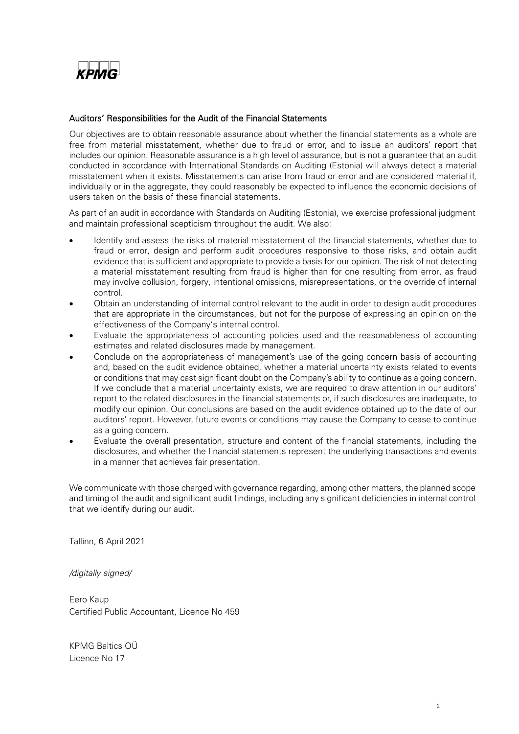### Auditors' Responsibilities for the Audit of the Financial Statements

Our objectives are to obtain reasonable assurance about whether the financial statements as a whole are free from material misstatement, whether due to fraud or error, and to issue an auditors' report that includes our opinion. Reasonable assurance is a high level of assurance, but is not a guarantee that an audit conducted in accordance with International Standards on Auditing (Estonia) will always detect a material misstatement when it exists. Misstatements can arise from fraud or error and are considered material if, individually or in the aggregate, they could reasonably be expected to influence the economic decisions of users taken on the basis of these financial statements.

As part of an audit in accordance with Standards on Auditing (Estonia), we exercise professional judgment and maintain professional scepticism throughout the audit. We also:

- Identify and assess the risks of material misstatement of the financial statements, whether due to fraud or error, design and perform audit procedures responsive to those risks, and obtain audit evidence that is sufficient and appropriate to provide a basis for our opinion. The risk of not detecting a material misstatement resulting from fraud is higher than for one resulting from error, as fraud may involve collusion, forgery, intentional omissions, misrepresentations, or the override of internal control.
- Obtain an understanding of internal control relevant to the audit in order to design audit procedures that are appropriate in the circumstances, but not for the purpose of expressing an opinion on the effectiveness of the Company's internal control.
- Evaluate the appropriateness of accounting policies used and the reasonableness of accounting estimates and related disclosures made by management.
- Conclude on the appropriateness of management's use of the going concern basis of accounting and, based on the audit evidence obtained, whether a material uncertainty exists related to events or conditions that may cast significant doubt on the Company's ability to continue as a going concern. If we conclude that a material uncertainty exists, we are required to draw attention in our auditors' report to the related disclosures in the financial statements or, if such disclosures are inadequate, to modify our opinion. Our conclusions are based on the audit evidence obtained up to the date of our auditors' report. However, future events or conditions may cause the Company to cease to continue as a going concern.
- Evaluate the overall presentation, structure and content of the financial statements, including the disclosures, and whether the financial statements represent the underlying transactions and events in a manner that achieves fair presentation.

We communicate with those charged with governance regarding, among other matters, the planned scope and timing of the audit and significant audit findings, including any significant deficiencies in internal control that we identify during our audit.

Tallinn, 6 April 2021

*/digitally signed/*

Eero Kaup
Certified Public Accountant, Licence No 459

KPMG Baltics OÜ
Licence No 17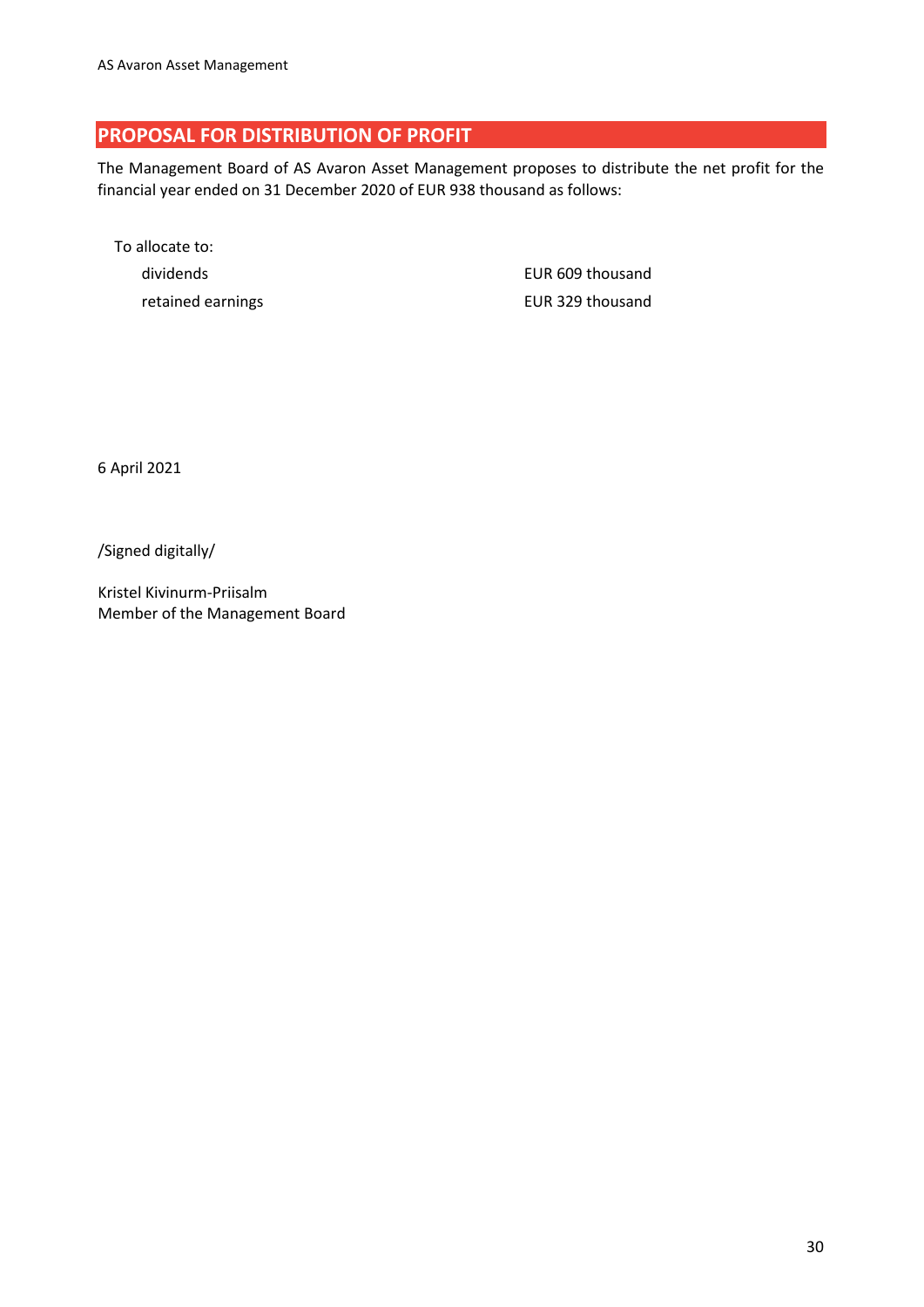## PROPOSAL FOR DISTRIBUTION OF PROFIT

The Management Board of AS Avaron Asset Management proposes to distribute the net profit for the financial year ended on 31 December 2020 of EUR 938 thousand as follows:

To allocate to:

| | |
|---|---|
| dividends | EUR 609 thousand |
| retained earnings | EUR 329 thousand |

6 April 2021

/Signed digitally/

Kristel Kivinurm-Priisalm
Member of the Management Board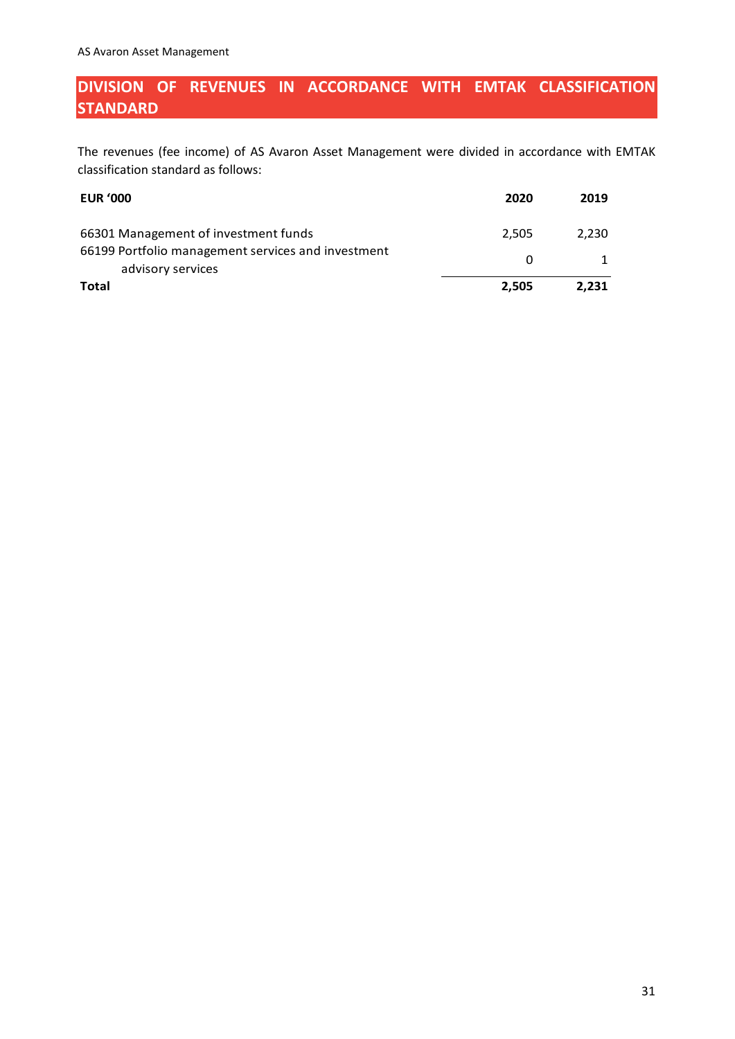## DIVISION OF REVENUES IN ACCORDANCE WITH EMTAK CLASSIFICATION STANDARD

The revenues (fee income) of AS Avaron Asset Management were divided in accordance with EMTAK classification standard as follows:

| EUR '000 | 2020 | 2019 |
|---|---|---|
| 66301 Management of investment funds | 2,505 | 2,230 |
| 66199 Portfolio management services and investment advisory services | 0 | 1 |
| **Total** | **2,505** | **2,231** |